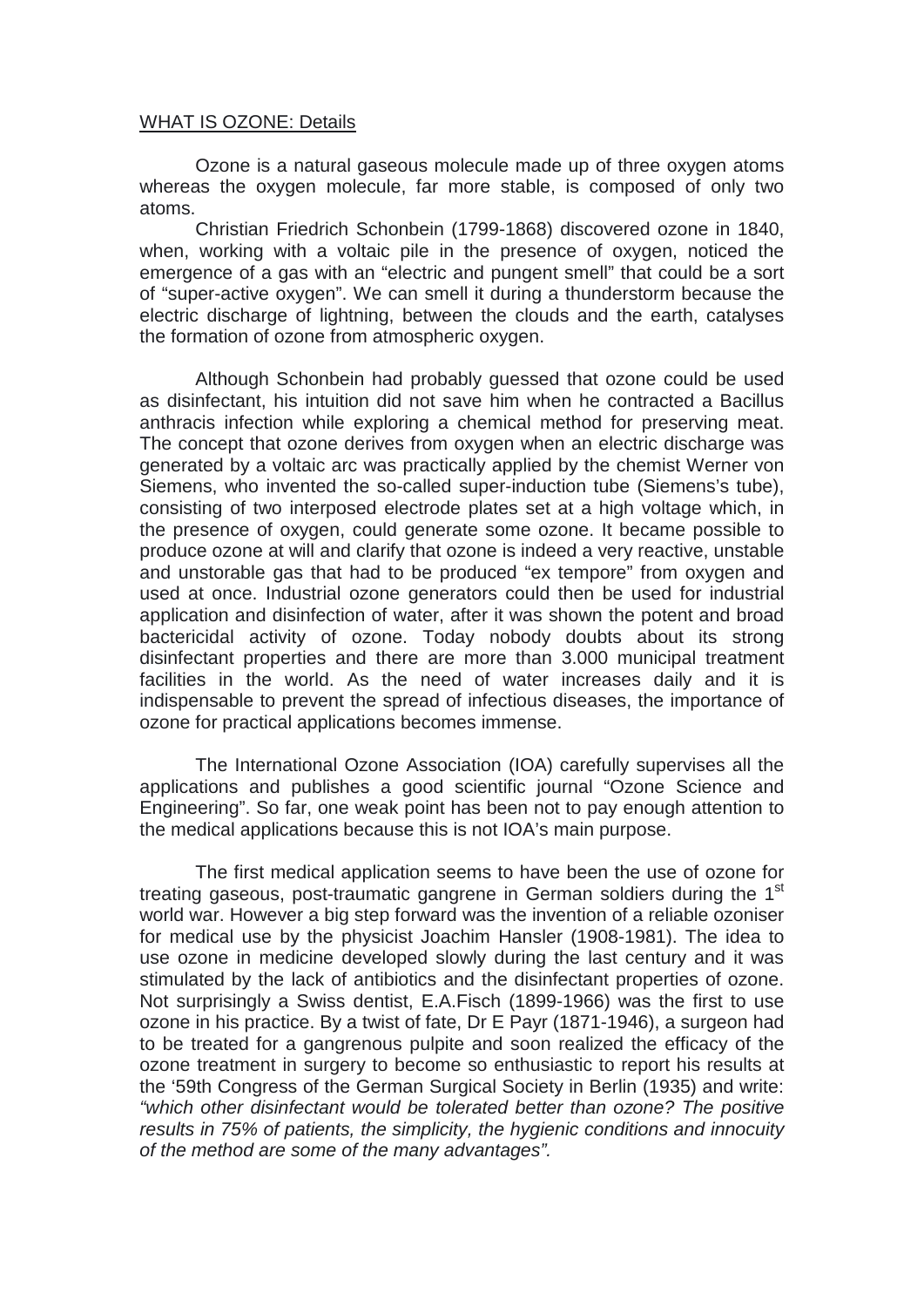WHAT IS OZONE: Details

Ozone is a natural gaseous molecule made up of three oxygen atoms whereas the oxygen molecule, far more stable, is composed of only two atoms.

Christian Friedrich Schonbein (1799-1868) discovered ozone in 1840, when, working with a voltaic pile in the presence of oxygen, noticed the emergence of a gas with an "electric and pungent smell" that could be a sort of "super-active oxygen". We can smell it during a thunderstorm because the electric discharge of lightning, between the clouds and the earth, catalyses the formation of ozone from atmospheric oxygen.

Although Schonbein had probably guessed that ozone could be used as disinfectant, his intuition did not save him when he contracted a Bacillus anthracis infection while exploring a chemical method for preserving meat. The concept that ozone derives from oxygen when an electric discharge was generated by a voltaic arc was practically applied by the chemist Werner von Siemens, who invented the so-called super-induction tube (Siemens's tube), consisting of two interposed electrode plates set at a high voltage which, in the presence of oxygen, could generate some ozone. It became possible to produce ozone at will and clarify that ozone is indeed a very reactive, unstable and unstorable gas that had to be produced "ex tempore" from oxygen and used at once. Industrial ozone generators could then be used for industrial application and disinfection of water, after it was shown the potent and broad bactericidal activity of ozone. Today nobody doubts about its strong disinfectant properties and there are more than 3.000 municipal treatment facilities in the world. As the need of water increases daily and it is indispensable to prevent the spread of infectious diseases, the importance of ozone for practical applications becomes immense.

The International Ozone Association (IOA) carefully supervises all the applications and publishes a good scientific journal "Ozone Science and Engineering". So far, one weak point has been not to pay enough attention to the medical applications because this is not IOA's main purpose.

The first medical application seems to have been the use of ozone for treating gaseous, post-traumatic gangrene in German soldiers during the 1st world war. However a big step forward was the invention of a reliable ozoniser for medical use by the physicist Joachim Hansler (1908-1981). The idea to use ozone in medicine developed slowly during the last century and it was stimulated by the lack of antibiotics and the disinfectant properties of ozone. Not surprisingly a Swiss dentist, E.A.Fisch (1899-1966) was the first to use ozone in his practice. By a twist of fate, Dr E Payr (1871-1946), a surgeon had to be treated for a gangrenous pulpite and soon realized the efficacy of the ozone treatment in surgery to become so enthusiastic to report his results at the '59th Congress of the German Surgical Society in Berlin (1935) and write: *"which other disinfectant would be tolerated better than ozone? The positive results in 75% of patients, the simplicity, the hygienic conditions and innocuity of the method are some of the many advantages".*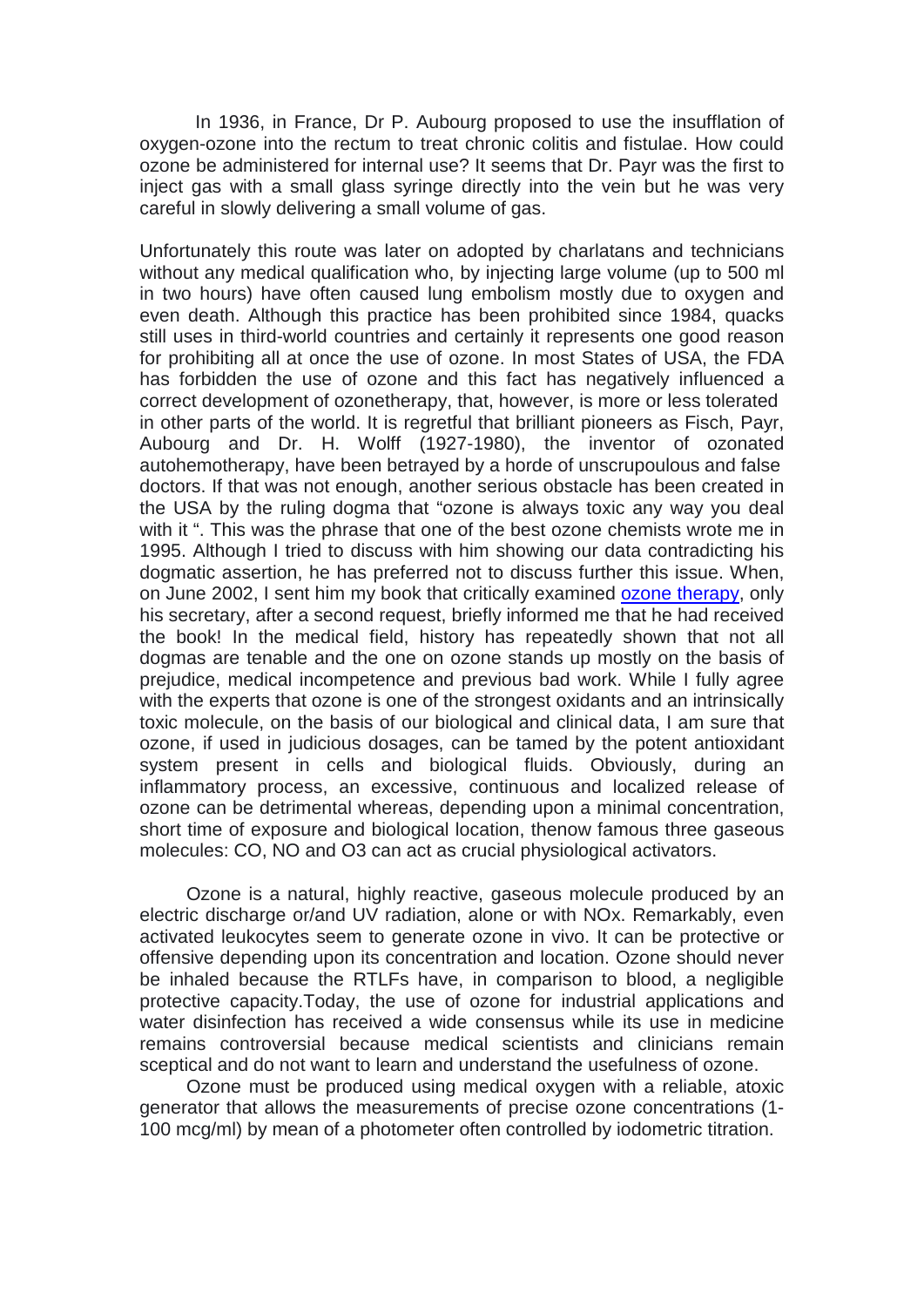In 1936, in France, Dr P. Aubourg proposed to use the insufflation of oxygen-ozone into the rectum to treat chronic colitis and fistulae. How could ozone be administered for internal use? It seems that Dr. Payr was the first to inject gas with a small glass syringe directly into the vein but he was very careful in slowly delivering a small volume of gas.

Unfortunately this route was later on adopted by charlatans and technicians without any medical qualification who, by injecting large volume (up to 500 ml in two hours) have often caused lung embolism mostly due to oxygen and even death. Although this practice has been prohibited since 1984, quacks still uses in third-world countries and certainly it represents one good reason for prohibiting all at once the use of ozone. In most States of USA, the FDA has forbidden the use of ozone and this fact has negatively influenced a correct development of ozonetherapy, that, however, is more or less tolerated in other parts of the world. It is regretful that brilliant pioneers as Fisch, Payr, Aubourg and Dr. H. Wolff (1927-1980), the inventor of ozonated autohemotherapy, have been betrayed by a horde of unscrupoulous and false doctors. If that was not enough, another serious obstacle has been created in the USA by the ruling dogma that "ozone is always toxic any way you deal with it ". This was the phrase that one of the best ozone chemists wrote me in 1995. Although I tried to discuss with him showing our data contradicting his dogmatic assertion, he has preferred not to discuss further this issue. When, on June 2002, I sent him my book that critically examined ozone therapy, only his secretary, after a second request, briefly informed me that he had received the book! In the medical field, history has repeatedly shown that not all dogmas are tenable and the one on ozone stands up mostly on the basis of prejudice, medical incompetence and previous bad work. While I fully agree with the experts that ozone is one of the strongest oxidants and an intrinsically toxic molecule, on the basis of our biological and clinical data, I am sure that ozone, if used in judicious dosages, can be tamed by the potent antioxidant system present in cells and biological fluids. Obviously, during an inflammatory process, an excessive, continuous and localized release of ozone can be detrimental whereas, depending upon a minimal concentration, short time of exposure and biological location, thenow famous three gaseous molecules: CO, NO and $O_3$ can act as crucial physiological activators.

Ozone is a natural, highly reactive, gaseous molecule produced by an electric discharge or/and UV radiation, alone or with $NO_x$. Remarkably, even activated leukocytes seem to generate ozone in vivo. It can be protective or offensive depending upon its concentration and location. Ozone should never be inhaled because the RTLFs have, in comparison to blood, a negligible protective capacity.Today, the use of ozone for industrial applications and water disinfection has received a wide consensus while its use in medicine remains controversial because medical scientists and clinicians remain sceptical and do not want to learn and understand the usefulness of ozone.

Ozone must be produced using medical oxygen with a reliable, atoxic generator that allows the measurements of precise ozone concentrations (1-100 mcg/ml) by mean of a photometer often controlled by iodometric titration.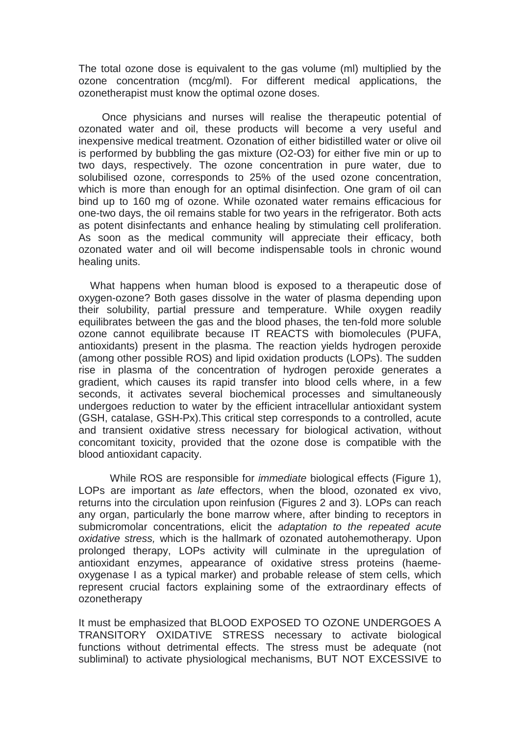The total ozone dose is equivalent to the gas volume (ml) multiplied by the ozone concentration (mcg/ml). For different medical applications, the ozonetherapist must know the optimal ozone doses.

Once physicians and nurses will realise the therapeutic potential of ozonated water and oil, these products will become a very useful and inexpensive medical treatment. Ozonation of either bidistilled water or olive oil is performed by bubbling the gas mixture ($O_2$-$O_3$) for either five min or up to two days, respectively. The ozone concentration in pure water, due to solubilised ozone, corresponds to 25% of the used ozone concentration, which is more than enough for an optimal disinfection. One gram of oil can bind up to 160 mg of ozone. While ozonated water remains efficacious for one-two days, the oil remains stable for two years in the refrigerator. Both acts as potent disinfectants and enhance healing by stimulating cell proliferation. As soon as the medical community will appreciate their efficacy, both ozonated water and oil will become indispensable tools in chronic wound healing units.

What happens when human blood is exposed to a therapeutic dose of oxygen-ozone? Both gases dissolve in the water of plasma depending upon their solubility, partial pressure and temperature. While oxygen readily equilibrates between the gas and the blood phases, the ten-fold more soluble ozone cannot equilibrate because IT REACTS with biomolecules (PUFA, antioxidants) present in the plasma. The reaction yields hydrogen peroxide (among other possible ROS) and lipid oxidation products (LOPs). The sudden rise in plasma of the concentration of hydrogen peroxide generates a gradient, which causes its rapid transfer into blood cells where, in a few seconds, it activates several biochemical processes and simultaneously undergoes reduction to water by the efficient intracellular antioxidant system (GSH, catalase, GSH-Px).This critical step corresponds to a controlled, acute and transient oxidative stress necessary for biological activation, without concomitant toxicity, provided that the ozone dose is compatible with the blood antioxidant capacity.

While ROS are responsible for *immediate* biological effects (Figure 1), LOPs are important as *late* effectors, when the blood, ozonated ex vivo, returns into the circulation upon reinfusion (Figures 2 and 3). LOPs can reach any organ, particularly the bone marrow where, after binding to receptors in submicromolar concentrations, elicit the *adaptation to the repeated acute oxidative stress,* which is the hallmark of ozonated autohemotherapy. Upon prolonged therapy, LOPs activity will culminate in the upregulation of antioxidant enzymes, appearance of oxidative stress proteins (haeme-oxygenase I as a typical marker) and probable release of stem cells, which represent crucial factors explaining some of the extraordinary effects of ozonetherapy

It must be emphasized that BLOOD EXPOSED TO OZONE UNDERGOES A TRANSITORY OXIDATIVE STRESS necessary to activate biological functions without detrimental effects. The stress must be adequate (not subliminal) to activate physiological mechanisms, BUT NOT EXCESSIVE to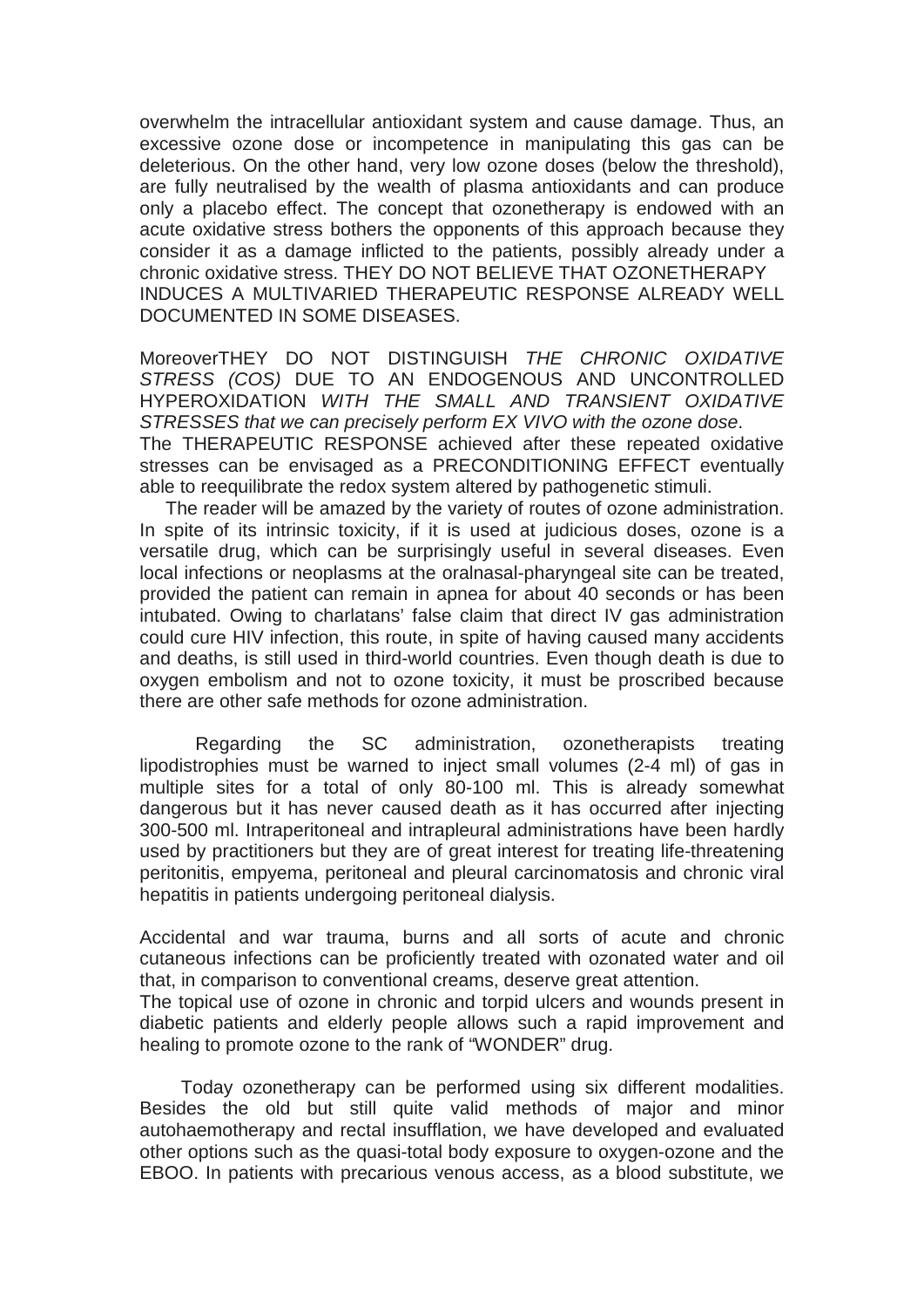overwhelm the intracellular antioxidant system and cause damage. Thus, an excessive ozone dose or incompetence in manipulating this gas can be deleterious. On the other hand, very low ozone doses (below the threshold), are fully neutralised by the wealth of plasma antioxidants and can produce only a placebo effect. The concept that ozonetherapy is endowed with an acute oxidative stress bothers the opponents of this approach because they consider it as a damage inflicted to the patients, possibly already under a chronic oxidative stress. THEY DO NOT BELIEVE THAT OZONETHERAPY INDUCES A MULTIVARIED THERAPEUTIC RESPONSE ALREADY WELL DOCUMENTED IN SOME DISEASES.

MoreoverTHEY DO NOT DISTINGUISH *THE CHRONIC OXIDATIVE STRESS (COS)* DUE TO AN ENDOGENOUS AND UNCONTROLLED HYPEROXIDATION *WITH THE SMALL AND TRANSIENT OXIDATIVE STRESSES that we can precisely perform EX VIVO with the ozone dose*.
The THERAPEUTIC RESPONSE achieved after these repeated oxidative stresses can be envisaged as a PRECONDITIONING EFFECT eventually able to reequilibrate the redox system altered by pathogenetic stimuli.

The reader will be amazed by the variety of routes of ozone administration. In spite of its intrinsic toxicity, if it is used at judicious doses, ozone is a versatile drug, which can be surprisingly useful in several diseases. Even local infections or neoplasms at the oralnasal-pharyngeal site can be treated, provided the patient can remain in apnea for about 40 seconds or has been intubated. Owing to charlatans' false claim that direct IV gas administration could cure HIV infection, this route, in spite of having caused many accidents and deaths, is still used in third-world countries. Even though death is due to oxygen embolism and not to ozone toxicity, it must be proscribed because there are other safe methods for ozone administration.

Regarding the SC administration, ozonetherapists treating lipodistrophies must be warned to inject small volumes (2-4 ml) of gas in multiple sites for a total of only 80-100 ml. This is already somewhat dangerous but it has never caused death as it has occurred after injecting 300-500 ml. Intraperitoneal and intrapleural administrations have been hardly used by practitioners but they are of great interest for treating life-threatening peritonitis, empyema, peritoneal and pleural carcinomatosis and chronic viral hepatitis in patients undergoing peritoneal dialysis.

Accidental and war trauma, burns and all sorts of acute and chronic cutaneous infections can be proficiently treated with ozonated water and oil that, in comparison to conventional creams, deserve great attention.
The topical use of ozone in chronic and torpid ulcers and wounds present in diabetic patients and elderly people allows such a rapid improvement and healing to promote ozone to the rank of "WONDER" drug.

Today ozonetherapy can be performed using six different modalities. Besides the old but still quite valid methods of major and minor autohaemotherapy and rectal insufflation, we have developed and evaluated other options such as the quasi-total body exposure to oxygen-ozone and the EBOO. In patients with precarious venous access, as a blood substitute, we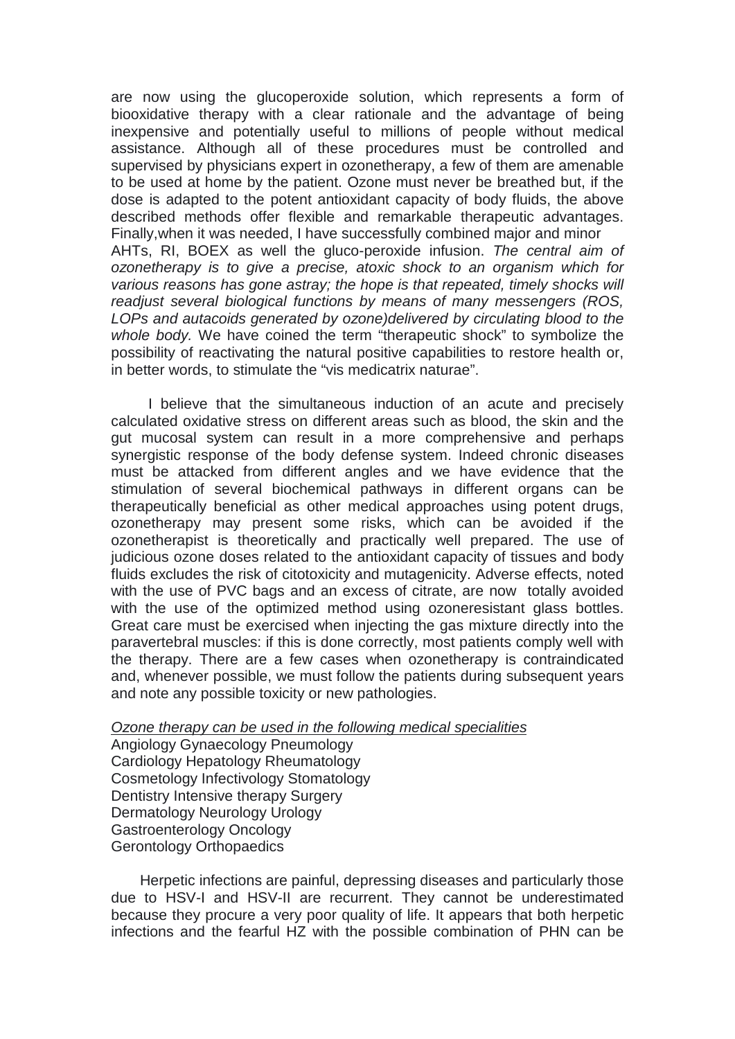are now using the glucoperoxide solution, which represents a form of biooxidative therapy with a clear rationale and the advantage of being inexpensive and potentially useful to millions of people without medical assistance. Although all of these procedures must be controlled and supervised by physicians expert in ozonetherapy, a few of them are amenable to be used at home by the patient. Ozone must never be breathed but, if the dose is adapted to the potent antioxidant capacity of body fluids, the above described methods offer flexible and remarkable therapeutic advantages. Finally,when it was needed, I have successfully combined major and minor AHTs, RI, BOEX as well the gluco-peroxide infusion. *The central aim of ozonetherapy is to give a precise, atoxic shock to an organism which for various reasons has gone astray; the hope is that repeated, timely shocks will readjust several biological functions by means of many messengers (ROS, LOPs and autacoids generated by ozone)delivered by circulating blood to the whole body.* We have coined the term "therapeutic shock" to symbolize the possibility of reactivating the natural positive capabilities to restore health or, in better words, to stimulate the "vis medicatrix naturae".

I believe that the simultaneous induction of an acute and precisely calculated oxidative stress on different areas such as blood, the skin and the gut mucosal system can result in a more comprehensive and perhaps synergistic response of the body defense system. Indeed chronic diseases must be attacked from different angles and we have evidence that the stimulation of several biochemical pathways in different organs can be therapeutically beneficial as other medical approaches using potent drugs, ozonetherapy may present some risks, which can be avoided if the ozonetherapist is theoretically and practically well prepared. The use of judicious ozone doses related to the antioxidant capacity of tissues and body fluids excludes the risk of citotoxicity and mutagenicity. Adverse effects, noted with the use of PVC bags and an excess of citrate, are now totally avoided with the use of the optimized method using ozoneresistant glass bottles. Great care must be exercised when injecting the gas mixture directly into the paravertebral muscles: if this is done correctly, most patients comply well with the therapy. There are a few cases when ozonetherapy is contraindicated and, whenever possible, we must follow the patients during subsequent years and note any possible toxicity or new pathologies.

*Ozone therapy can be used in the following medical specialities*

Angiology Gynaecology Pneumology
Cardiology Hepatology Rheumatology
Cosmetology Infectivology Stomatology
Dentistry Intensive therapy Surgery
Dermatology Neurology Urology
Gastroenterology Oncology
Gerontology Orthopaedics

Herpetic infections are painful, depressing diseases and particularly those due to HSV-I and HSV-II are recurrent. They cannot be underestimated because they procure a very poor quality of life. It appears that both herpetic infections and the fearful HZ with the possible combination of PHN can be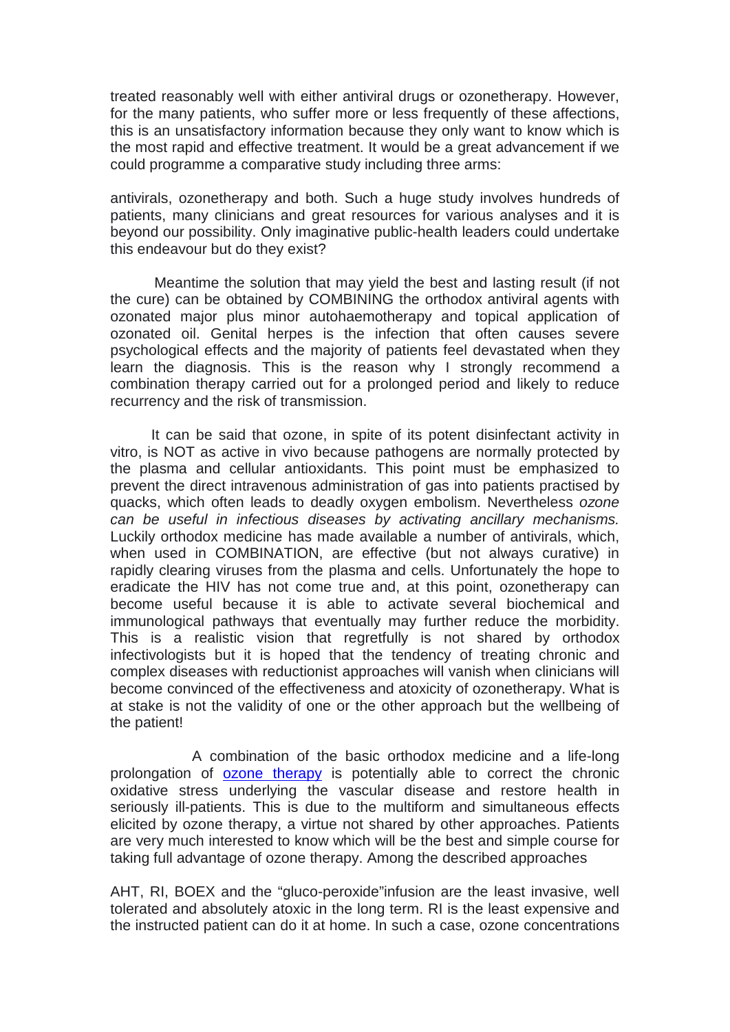treated reasonably well with either antiviral drugs or ozonetherapy. However, for the many patients, who suffer more or less frequently of these affections, this is an unsatisfactory information because they only want to know which is the most rapid and effective treatment. It would be a great advancement if we could programme a comparative study including three arms:

antivirals, ozonetherapy and both. Such a huge study involves hundreds of patients, many clinicians and great resources for various analyses and it is beyond our possibility. Only imaginative public-health leaders could undertake this endeavour but do they exist?

Meantime the solution that may yield the best and lasting result (if not the cure) can be obtained by COMBINING the orthodox antiviral agents with ozonated major plus minor autohaemotherapy and topical application of ozonated oil. Genital herpes is the infection that often causes severe psychological effects and the majority of patients feel devastated when they learn the diagnosis. This is the reason why I strongly recommend a combination therapy carried out for a prolonged period and likely to reduce recurrency and the risk of transmission.

It can be said that ozone, in spite of its potent disinfectant activity in vitro, is NOT as active in vivo because pathogens are normally protected by the plasma and cellular antioxidants. This point must be emphasized to prevent the direct intravenous administration of gas into patients practised by quacks, which often leads to deadly oxygen embolism. Nevertheless *ozone can be useful in infectious diseases by activating ancillary mechanisms.* Luckily orthodox medicine has made available a number of antivirals, which, when used in COMBINATION, are effective (but not always curative) in rapidly clearing viruses from the plasma and cells. Unfortunately the hope to eradicate the HIV has not come true and, at this point, ozonetherapy can become useful because it is able to activate several biochemical and immunological pathways that eventually may further reduce the morbidity. This is a realistic vision that regretfully is not shared by orthodox infectivologists but it is hoped that the tendency of treating chronic and complex diseases with reductionist approaches will vanish when clinicians will become convinced of the effectiveness and atoxicity of ozonetherapy. What is at stake is not the validity of one or the other approach but the wellbeing of the patient!

A combination of the basic orthodox medicine and a life-long prolongation of ozone therapy is potentially able to correct the chronic oxidative stress underlying the vascular disease and restore health in seriously ill-patients. This is due to the multiform and simultaneous effects elicited by ozone therapy, a virtue not shared by other approaches. Patients are very much interested to know which will be the best and simple course for taking full advantage of ozone therapy. Among the described approaches

AHT, RI, BOEX and the "gluco-peroxide"infusion are the least invasive, well tolerated and absolutely atoxic in the long term. RI is the least expensive and the instructed patient can do it at home. In such a case, ozone concentrations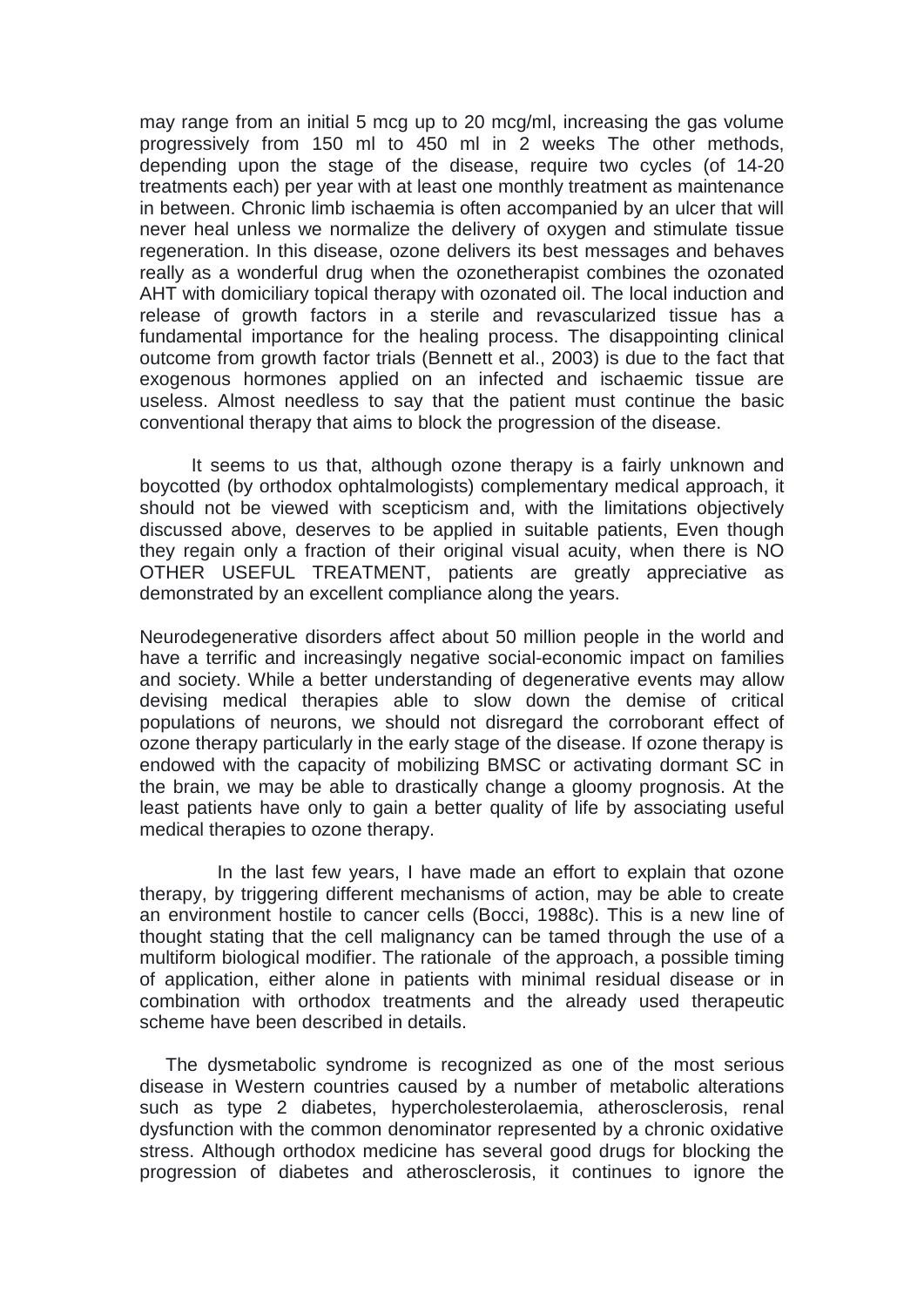may range from an initial 5 mcg up to 20 mcg/ml, increasing the gas volume progressively from 150 ml to 450 ml in 2 weeks The other methods, depending upon the stage of the disease, require two cycles (of 14-20 treatments each) per year with at least one monthly treatment as maintenance in between. Chronic limb ischaemia is often accompanied by an ulcer that will never heal unless we normalize the delivery of oxygen and stimulate tissue regeneration. In this disease, ozone delivers its best messages and behaves really as a wonderful drug when the ozonetherapist combines the ozonated AHT with domiciliary topical therapy with ozonated oil. The local induction and release of growth factors in a sterile and revascularized tissue has a fundamental importance for the healing process. The disappointing clinical outcome from growth factor trials (Bennett et al., 2003) is due to the fact that exogenous hormones applied on an infected and ischaemic tissue are useless. Almost needless to say that the patient must continue the basic conventional therapy that aims to block the progression of the disease.

It seems to us that, although ozone therapy is a fairly unknown and boycotted (by orthodox ophtalmologists) complementary medical approach, it should not be viewed with scepticism and, with the limitations objectively discussed above, deserves to be applied in suitable patients, Even though they regain only a fraction of their original visual acuity, when there is NO OTHER USEFUL TREATMENT, patients are greatly appreciative as demonstrated by an excellent compliance along the years.

Neurodegenerative disorders affect about 50 million people in the world and have a terrific and increasingly negative social-economic impact on families and society. While a better understanding of degenerative events may allow devising medical therapies able to slow down the demise of critical populations of neurons, we should not disregard the corroborant effect of ozone therapy particularly in the early stage of the disease. If ozone therapy is endowed with the capacity of mobilizing BMSC or activating dormant SC in the brain, we may be able to drastically change a gloomy prognosis. At the least patients have only to gain a better quality of life by associating useful medical therapies to ozone therapy.

In the last few years, I have made an effort to explain that ozone therapy, by triggering different mechanisms of action, may be able to create an environment hostile to cancer cells (Bocci, 1988c). This is a new line of thought stating that the cell malignancy can be tamed through the use of a multiform biological modifier. The rationale of the approach, a possible timing of application, either alone in patients with minimal residual disease or in combination with orthodox treatments and the already used therapeutic scheme have been described in details.

The dysmetabolic syndrome is recognized as one of the most serious disease in Western countries caused by a number of metabolic alterations such as type 2 diabetes, hypercholesterolaemia, atherosclerosis, renal dysfunction with the common denominator represented by a chronic oxidative stress. Although orthodox medicine has several good drugs for blocking the progression of diabetes and atherosclerosis, it continues to ignore the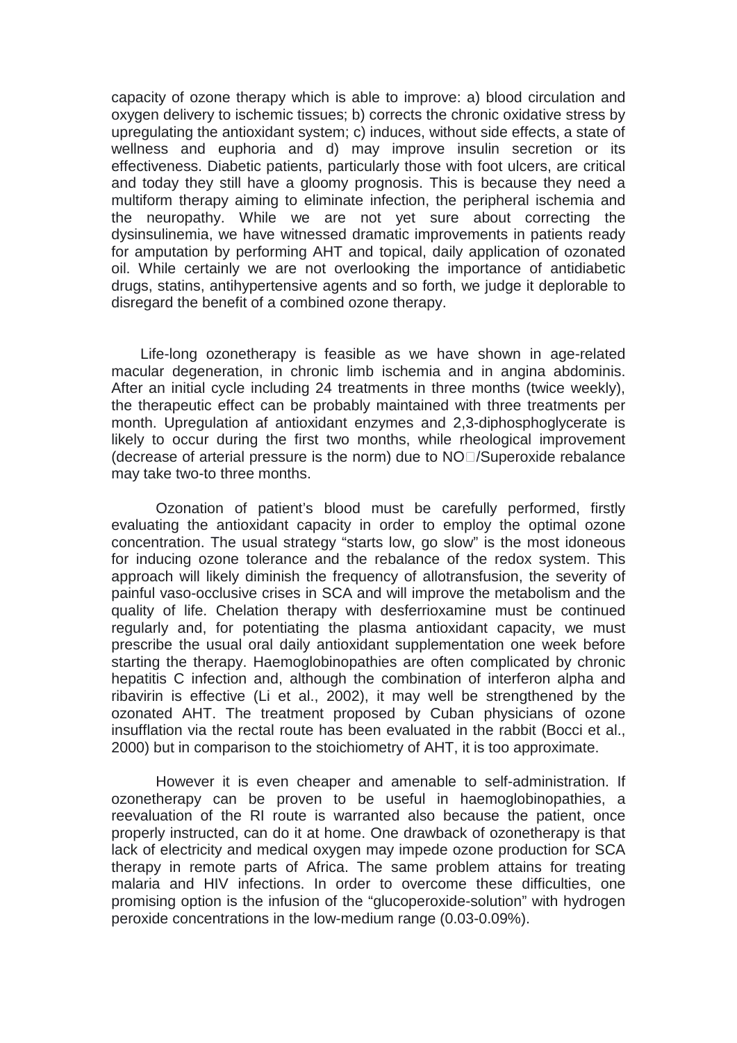capacity of ozone therapy which is able to improve: a) blood circulation and oxygen delivery to ischemic tissues; b) corrects the chronic oxidative stress by upregulating the antioxidant system; c) induces, without side effects, a state of wellness and euphoria and d) may improve insulin secretion or its effectiveness. Diabetic patients, particularly those with foot ulcers, are critical and today they still have a gloomy prognosis. This is because they need a multiform therapy aiming to eliminate infection, the peripheral ischemia and the neuropathy. While we are not yet sure about correcting the dysinsulinemia, we have witnessed dramatic improvements in patients ready for amputation by performing AHT and topical, daily application of ozonated oil. While certainly we are not overlooking the importance of antidiabetic drugs, statins, antihypertensive agents and so forth, we judge it deplorable to disregard the benefit of a combined ozone therapy.

Life-long ozonetherapy is feasible as we have shown in age-related macular degeneration, in chronic limb ischemia and in angina abdominis. After an initial cycle including 24 treatments in three months (twice weekly), the therapeutic effect can be probably maintained with three treatments per month. Upregulation af antioxidant enzymes and 2,3-diphosphoglycerate is likely to occur during the first two months, while rheological improvement (decrease of arterial pressure is the norm) due to NO/Superoxide rebalance may take two-to three months.

Ozonation of patient's blood must be carefully performed, firstly evaluating the antioxidant capacity in order to employ the optimal ozone concentration. The usual strategy "starts low, go slow" is the most idoneous for inducing ozone tolerance and the rebalance of the redox system. This approach will likely diminish the frequency of allotransfusion, the severity of painful vaso-occlusive crises in SCA and will improve the metabolism and the quality of life. Chelation therapy with desferrioxamine must be continued regularly and, for potentiating the plasma antioxidant capacity, we must prescribe the usual oral daily antioxidant supplementation one week before starting the therapy. Haemoglobinopathies are often complicated by chronic hepatitis C infection and, although the combination of interferon alpha and ribavirin is effective (Li et al., 2002), it may well be strengthened by the ozonated AHT. The treatment proposed by Cuban physicians of ozone insufflation via the rectal route has been evaluated in the rabbit (Bocci et al., 2000) but in comparison to the stoichiometry of AHT, it is too approximate.

However it is even cheaper and amenable to self-administration. If ozonetherapy can be proven to be useful in haemoglobinopathies, a reevaluation of the RI route is warranted also because the patient, once properly instructed, can do it at home. One drawback of ozonetherapy is that lack of electricity and medical oxygen may impede ozone production for SCA therapy in remote parts of Africa. The same problem attains for treating malaria and HIV infections. In order to overcome these difficulties, one promising option is the infusion of the "glucoperoxide-solution" with hydrogen peroxide concentrations in the low-medium range (0.03-0.09%).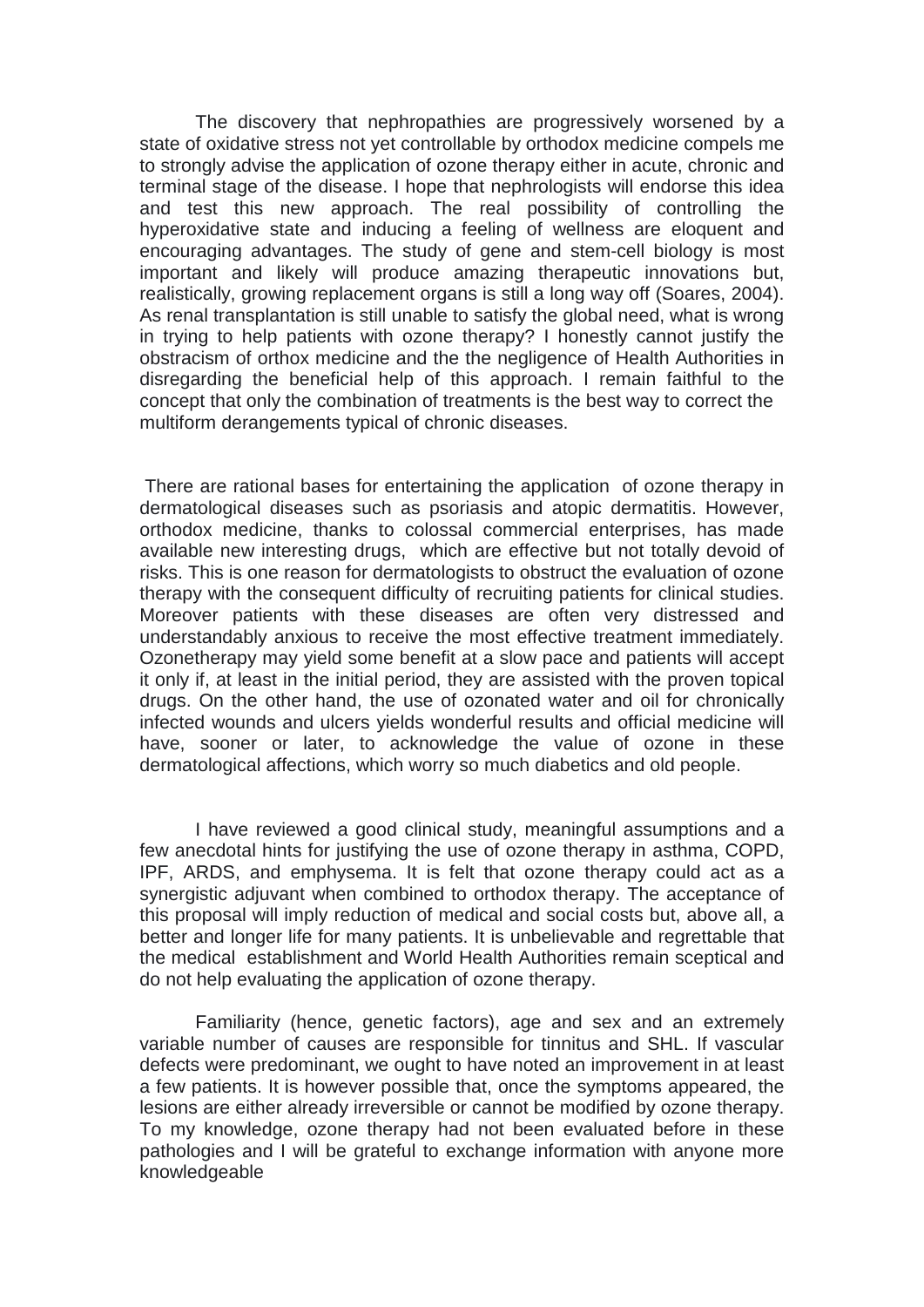The discovery that nephropathies are progressively worsened by a state of oxidative stress not yet controllable by orthodox medicine compels me to strongly advise the application of ozone therapy either in acute, chronic and terminal stage of the disease. I hope that nephrologists will endorse this idea and test this new approach. The real possibility of controlling the hyperoxidative state and inducing a feeling of wellness are eloquent and encouraging advantages. The study of gene and stem-cell biology is most important and likely will produce amazing therapeutic innovations but, realistically, growing replacement organs is still a long way off (Soares, 2004). As renal transplantation is still unable to satisfy the global need, what is wrong in trying to help patients with ozone therapy? I honestly cannot justify the obstracism of orthox medicine and the the negligence of Health Authorities in disregarding the beneficial help of this approach. I remain faithful to the concept that only the combination of treatments is the best way to correct the multiform derangements typical of chronic diseases.

There are rational bases for entertaining the application of ozone therapy in dermatological diseases such as psoriasis and atopic dermatitis. However, orthodox medicine, thanks to colossal commercial enterprises, has made available new interesting drugs, which are effective but not totally devoid of risks. This is one reason for dermatologists to obstruct the evaluation of ozone therapy with the consequent difficulty of recruiting patients for clinical studies. Moreover patients with these diseases are often very distressed and understandably anxious to receive the most effective treatment immediately. Ozonetherapy may yield some benefit at a slow pace and patients will accept it only if, at least in the initial period, they are assisted with the proven topical drugs. On the other hand, the use of ozonated water and oil for chronically infected wounds and ulcers yields wonderful results and official medicine will have, sooner or later, to acknowledge the value of ozone in these dermatological affections, which worry so much diabetics and old people.

I have reviewed a good clinical study, meaningful assumptions and a few anecdotal hints for justifying the use of ozone therapy in asthma, COPD, IPF, ARDS, and emphysema. It is felt that ozone therapy could act as a synergistic adjuvant when combined to orthodox therapy. The acceptance of this proposal will imply reduction of medical and social costs but, above all, a better and longer life for many patients. It is unbelievable and regrettable that the medical establishment and World Health Authorities remain sceptical and do not help evaluating the application of ozone therapy.

Familiarity (hence, genetic factors), age and sex and an extremely variable number of causes are responsible for tinnitus and SHL. If vascular defects were predominant, we ought to have noted an improvement in at least a few patients. It is however possible that, once the symptoms appeared, the lesions are either already irreversible or cannot be modified by ozone therapy. To my knowledge, ozone therapy had not been evaluated before in these pathologies and I will be grateful to exchange information with anyone more knowledgeable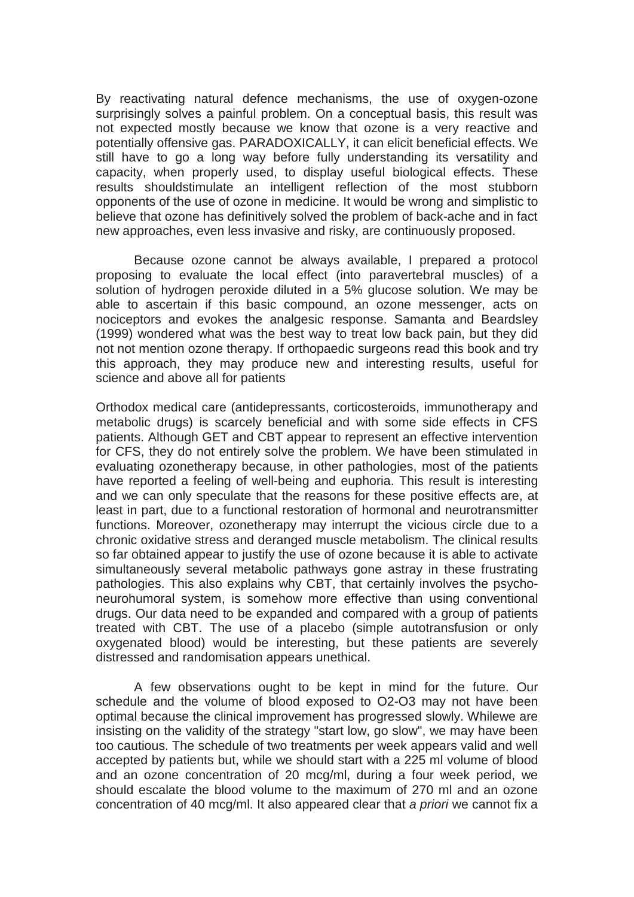By reactivating natural defence mechanisms, the use of oxygen-ozone surprisingly solves a painful problem. On a conceptual basis, this result was not expected mostly because we know that ozone is a very reactive and potentially offensive gas. PARADOXICALLY, it can elicit beneficial effects. We still have to go a long way before fully understanding its versatility and capacity, when properly used, to display useful biological effects. These results shouldstimulate an intelligent reflection of the most stubborn opponents of the use of ozone in medicine. It would be wrong and simplistic to believe that ozone has definitively solved the problem of back-ache and in fact new approaches, even less invasive and risky, are continuously proposed.

Because ozone cannot be always available, I prepared a protocol proposing to evaluate the local effect (into paravertebral muscles) of a solution of hydrogen peroxide diluted in a 5% glucose solution. We may be able to ascertain if this basic compound, an ozone messenger, acts on nociceptors and evokes the analgesic response. Samanta and Beardsley (1999) wondered what was the best way to treat low back pain, but they did not not mention ozone therapy. If orthopaedic surgeons read this book and try this approach, they may produce new and interesting results, useful for science and above all for patients

Orthodox medical care (antidepressants, corticosteroids, immunotherapy and metabolic drugs) is scarcely beneficial and with some side effects in CFS patients. Although GET and CBT appear to represent an effective intervention for CFS, they do not entirely solve the problem. We have been stimulated in evaluating ozonetherapy because, in other pathologies, most of the patients have reported a feeling of well-being and euphoria. This result is interesting and we can only speculate that the reasons for these positive effects are, at least in part, due to a functional restoration of hormonal and neurotransmitter functions. Moreover, ozonetherapy may interrupt the vicious circle due to a chronic oxidative stress and deranged muscle metabolism. The clinical results so far obtained appear to justify the use of ozone because it is able to activate simultaneously several metabolic pathways gone astray in these frustrating pathologies. This also explains why CBT, that certainly involves the psycho-neurohumoral system, is somehow more effective than using conventional drugs. Our data need to be expanded and compared with a group of patients treated with CBT. The use of a placebo (simple autotransfusion or only oxygenated blood) would be interesting, but these patients are severely distressed and randomisation appears unethical.

A few observations ought to be kept in mind for the future. Our schedule and the volume of blood exposed to $O_2$-$O_3$ may not have been optimal because the clinical improvement has progressed slowly. Whilewe are insisting on the validity of the strategy "start low, go slow", we may have been too cautious. The schedule of two treatments per week appears valid and well accepted by patients but, while we should start with a 225 ml volume of blood and an ozone concentration of 20 mcg/ml, during a four week period, we should escalate the blood volume to the maximum of 270 ml and an ozone concentration of 40 mcg/ml. It also appeared clear that *a priori* we cannot fix a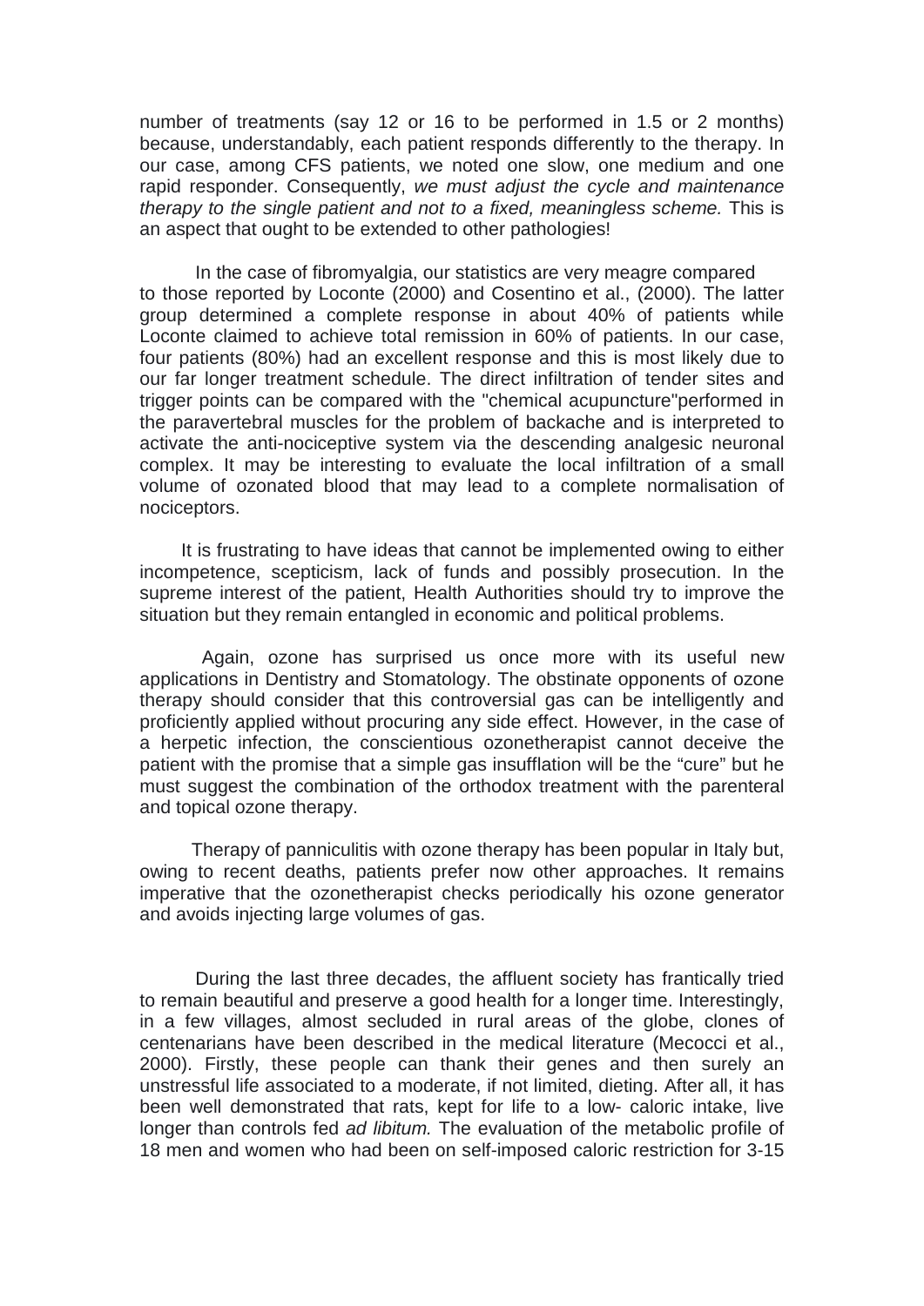number of treatments (say 12 or 16 to be performed in 1.5 or 2 months) because, understandably, each patient responds differently to the therapy. In our case, among CFS patients, we noted one slow, one medium and one rapid responder. Consequently, *we must adjust the cycle and maintenance therapy to the single patient and not to a fixed, meaningless scheme.* This is an aspect that ought to be extended to other pathologies!

In the case of fibromyalgia, our statistics are very meagre compared to those reported by Loconte (2000) and Cosentino et al., (2000). The latter group determined a complete response in about 40% of patients while Loconte claimed to achieve total remission in 60% of patients. In our case, four patients (80%) had an excellent response and this is most likely due to our far longer treatment schedule. The direct infiltration of tender sites and trigger points can be compared with the "chemical acupuncture"performed in the paravertebral muscles for the problem of backache and is interpreted to activate the anti-nociceptive system via the descending analgesic neuronal complex. It may be interesting to evaluate the local infiltration of a small volume of ozonated blood that may lead to a complete normalisation of nociceptors.

It is frustrating to have ideas that cannot be implemented owing to either incompetence, scepticism, lack of funds and possibly prosecution. In the supreme interest of the patient, Health Authorities should try to improve the situation but they remain entangled in economic and political problems.

Again, ozone has surprised us once more with its useful new applications in Dentistry and Stomatology. The obstinate opponents of ozone therapy should consider that this controversial gas can be intelligently and proficiently applied without procuring any side effect. However, in the case of a herpetic infection, the conscientious ozonetherapist cannot deceive the patient with the promise that a simple gas insufflation will be the "cure" but he must suggest the combination of the orthodox treatment with the parenteral and topical ozone therapy.

Therapy of panniculitis with ozone therapy has been popular in Italy but, owing to recent deaths, patients prefer now other approaches. It remains imperative that the ozonetherapist checks periodically his ozone generator and avoids injecting large volumes of gas.

During the last three decades, the affluent society has frantically tried to remain beautiful and preserve a good health for a longer time. Interestingly, in a few villages, almost secluded in rural areas of the globe, clones of centenarians have been described in the medical literature (Mecocci et al., 2000). Firstly, these people can thank their genes and then surely an unstressful life associated to a moderate, if not limited, dieting. After all, it has been well demonstrated that rats, kept for life to a low- caloric intake, live longer than controls fed *ad libitum.* The evaluation of the metabolic profile of 18 men and women who had been on self-imposed caloric restriction for 3-15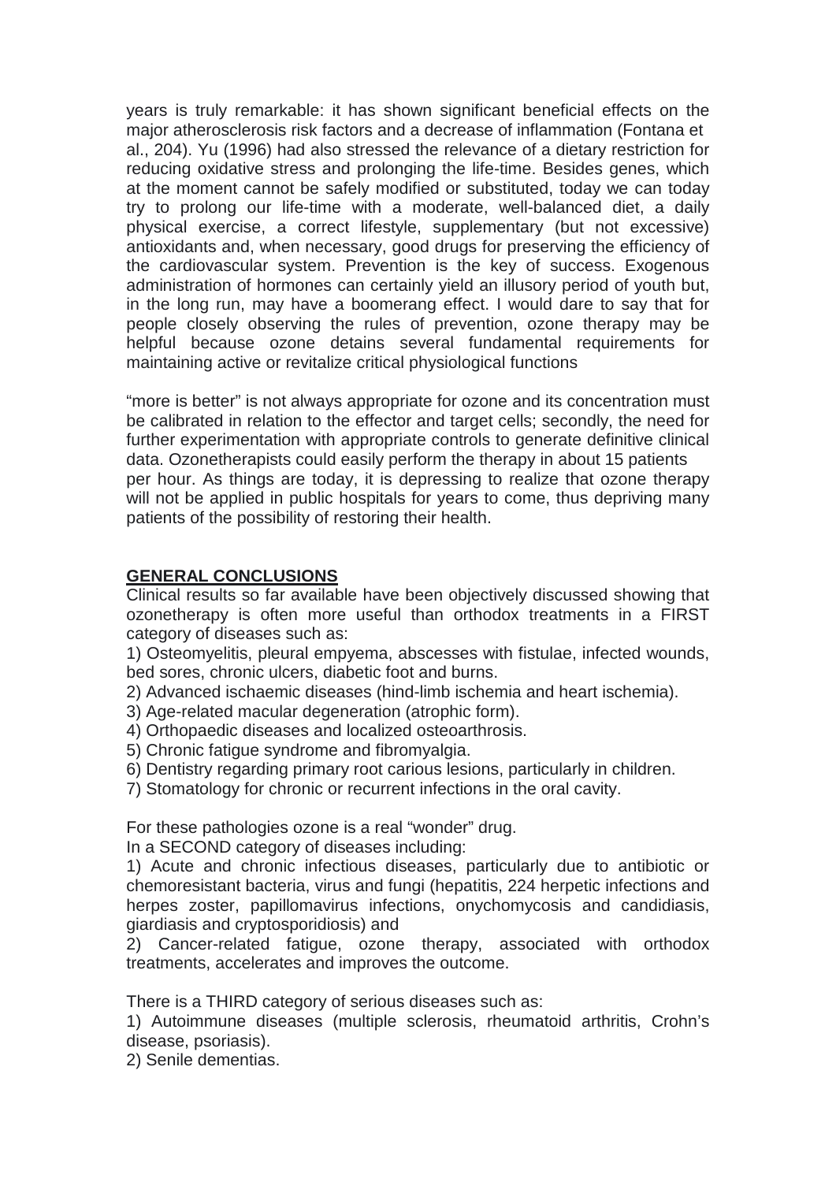years is truly remarkable: it has shown significant beneficial effects on the major atherosclerosis risk factors and a decrease of inflammation (Fontana et al., 204). Yu (1996) had also stressed the relevance of a dietary restriction for reducing oxidative stress and prolonging the life-time. Besides genes, which at the moment cannot be safely modified or substituted, today we can today try to prolong our life-time with a moderate, well-balanced diet, a daily physical exercise, a correct lifestyle, supplementary (but not excessive) antioxidants and, when necessary, good drugs for preserving the efficiency of the cardiovascular system. Prevention is the key of success. Exogenous administration of hormones can certainly yield an illusory period of youth but, in the long run, may have a boomerang effect. I would dare to say that for people closely observing the rules of prevention, ozone therapy may be helpful because ozone detains several fundamental requirements for maintaining active or revitalize critical physiological functions

"more is better" is not always appropriate for ozone and its concentration must be calibrated in relation to the effector and target cells; secondly, the need for further experimentation with appropriate controls to generate definitive clinical data. Ozonetherapists could easily perform the therapy in about 15 patients per hour. As things are today, it is depressing to realize that ozone therapy will not be applied in public hospitals for years to come, thus depriving many patients of the possibility of restoring their health.

## GENERAL CONCLUSIONS

Clinical results so far available have been objectively discussed showing that ozonetherapy is often more useful than orthodox treatments in a FIRST category of diseases such as:

1) Osteomyelitis, pleural empyema, abscesses with fistulae, infected wounds, bed sores, chronic ulcers, diabetic foot and burns.
2) Advanced ischaemic diseases (hind-limb ischemia and heart ischemia).
3) Age-related macular degeneration (atrophic form).
4) Orthopaedic diseases and localized osteoarthrosis.
5) Chronic fatigue syndrome and fibromyalgia.
6) Dentistry regarding primary root carious lesions, particularly in children.
7) Stomatology for chronic or recurrent infections in the oral cavity.

For these pathologies ozone is a real "wonder" drug.

In a SECOND category of diseases including:

1) Acute and chronic infectious diseases, particularly due to antibiotic or chemoresistant bacteria, virus and fungi (hepatitis, 224 herpetic infections and herpes zoster, papillomavirus infections, onychomycosis and candidiasis, giardiasis and cryptosporidiosis) and
2) Cancer-related fatigue, ozone therapy, associated with orthodox treatments, accelerates and improves the outcome.

There is a THIRD category of serious diseases such as:

1) Autoimmune diseases (multiple sclerosis, rheumatoid arthritis, Crohn's disease, psoriasis).
2) Senile dementias.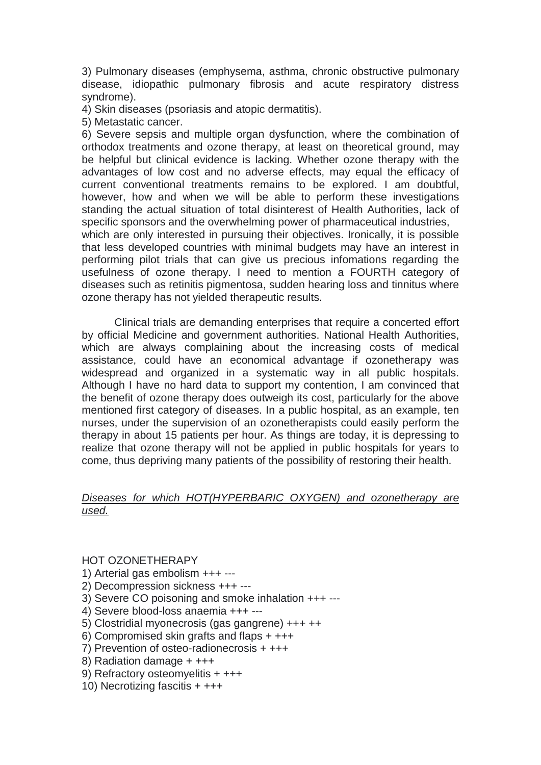3) Pulmonary diseases (emphysema, asthma, chronic obstructive pulmonary disease, idiopathic pulmonary fibrosis and acute respiratory distress syndrome).

4) Skin diseases (psoriasis and atopic dermatitis).

5) Metastatic cancer.

6) Severe sepsis and multiple organ dysfunction, where the combination of orthodox treatments and ozone therapy, at least on theoretical ground, may be helpful but clinical evidence is lacking. Whether ozone therapy with the advantages of low cost and no adverse effects, may equal the efficacy of current conventional treatments remains to be explored. I am doubtful, however, how and when we will be able to perform these investigations standing the actual situation of total disinterest of Health Authorities, lack of specific sponsors and the overwhelming power of pharmaceutical industries, which are only interested in pursuing their objectives. Ironically, it is possible that less developed countries with minimal budgets may have an interest in performing pilot trials that can give us precious infomations regarding the usefulness of ozone therapy. I need to mention a FOURTH category of diseases such as retinitis pigmentosa, sudden hearing loss and tinnitus where ozone therapy has not yielded therapeutic results.

Clinical trials are demanding enterprises that require a concerted effort by official Medicine and government authorities. National Health Authorities, which are always complaining about the increasing costs of medical assistance, could have an economical advantage if ozonetherapy was widespread and organized in a systematic way in all public hospitals. Although I have no hard data to support my contention, I am convinced that the benefit of ozone therapy does outweigh its cost, particularly for the above mentioned first category of diseases. In a public hospital, as an example, ten nurses, under the supervision of an ozonetherapists could easily perform the therapy in about 15 patients per hour. As things are today, it is depressing to realize that ozone therapy will not be applied in public hospitals for years to come, thus depriving many patients of the possibility of restoring their health.

*Diseases for which HOT(HYPERBARIC OXYGEN) and ozonetherapy are used.*

HOT OZONETHERAPY

1) Arterial gas embolism +++ ---
2) Decompression sickness +++ ---
3) Severe CO poisoning and smoke inhalation +++ ---
4) Severe blood-loss anaemia +++ ---
5) Clostridial myonecrosis (gas gangrene) +++ ++
6) Compromised skin grafts and flaps + +++
7) Prevention of osteo-radionecrosis + +++
8) Radiation damage + +++
9) Refractory osteomyelitis + +++
10) Necrotizing fascitis + +++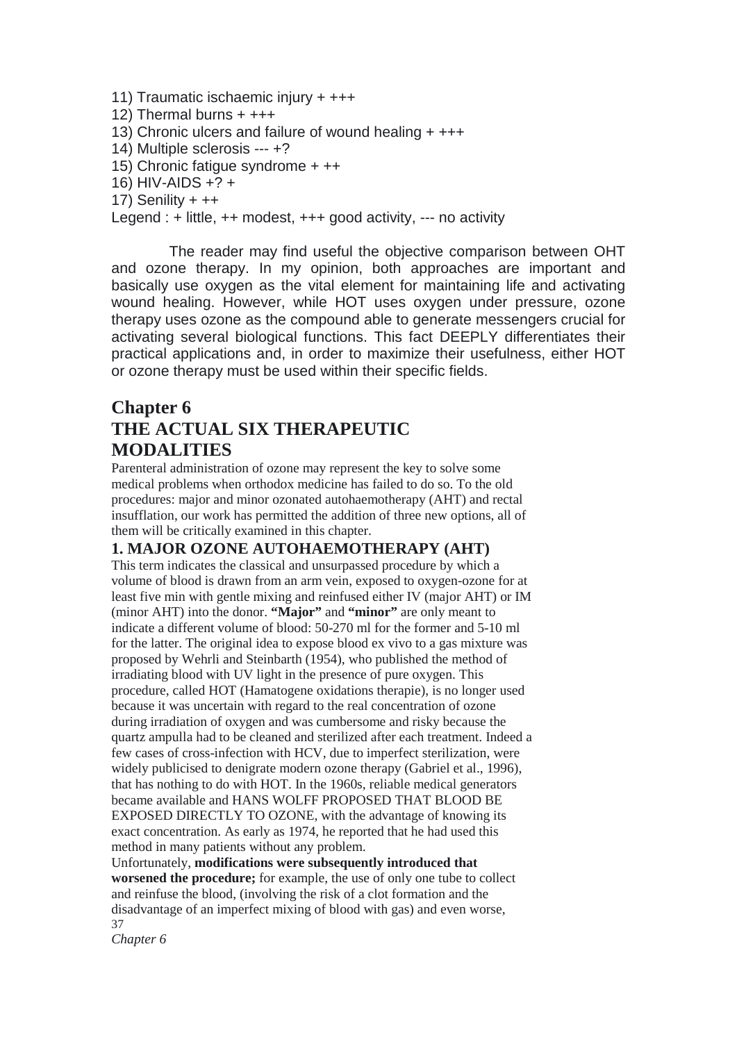11) Traumatic ischaemic injury + +++
12) Thermal burns + +++
13) Chronic ulcers and failure of wound healing + +++
14) Multiple sclerosis --- +?
15) Chronic fatigue syndrome + ++
16) HIV-AIDS +? +
17) Senility + ++
Legend : + little, ++ modest, +++ good activity, --- no activity

The reader may find useful the objective comparison between OHT and ozone therapy. In my opinion, both approaches are important and basically use oxygen as the vital element for maintaining life and activating wound healing. However, while HOT uses oxygen under pressure, ozone therapy uses ozone as the compound able to generate messengers crucial for activating several biological functions. This fact DEEPLY differentiates their practical applications and, in order to maximize their usefulness, either HOT or ozone therapy must be used within their specific fields.

# Chapter 6
# THE ACTUAL SIX THERAPEUTIC MODALITIES

Parenteral administration of ozone may represent the key to solve some medical problems when orthodox medicine has failed to do so. To the old procedures: major and minor ozonated autohaemotherapy (AHT) and rectal insufflation, our work has permitted the addition of three new options, all of them will be critically examined in this chapter.

## 1. MAJOR OZONE AUTOHAEMOTHERAPY (AHT)

This term indicates the classical and unsurpassed procedure by which a volume of blood is drawn from an arm vein, exposed to oxygen-ozone for at least five min with gentle mixing and reinfused either IV (major AHT) or IM (minor AHT) into the donor. **"Major"** and **"minor"** are only meant to indicate a different volume of blood: 50-270 ml for the former and 5-10 ml for the latter. The original idea to expose blood ex vivo to a gas mixture was proposed by Wehrli and Steinbarth (1954), who published the method of irradiating blood with UV light in the presence of pure oxygen. This procedure, called HOT (Hamatogene oxidations therapie), is no longer used because it was uncertain with regard to the real concentration of ozone during irradiation of oxygen and was cumbersome and risky because the quartz ampulla had to be cleaned and sterilized after each treatment. Indeed a few cases of cross-infection with HCV, due to imperfect sterilization, were widely publicised to denigrate modern ozone therapy (Gabriel et al., 1996), that has nothing to do with HOT. In the 1960s, reliable medical generators became available and HANS WOLFF PROPOSED THAT BLOOD BE EXPOSED DIRECTLY TO OZONE, with the advantage of knowing its exact concentration. As early as 1974, he reported that he had used this method in many patients without any problem.

Unfortunately, **modifications were subsequently introduced that worsened the procedure;** for example, the use of only one tube to collect and reinfuse the blood, (involving the risk of a clot formation and the disadvantage of an imperfect mixing of blood with gas) and even worse,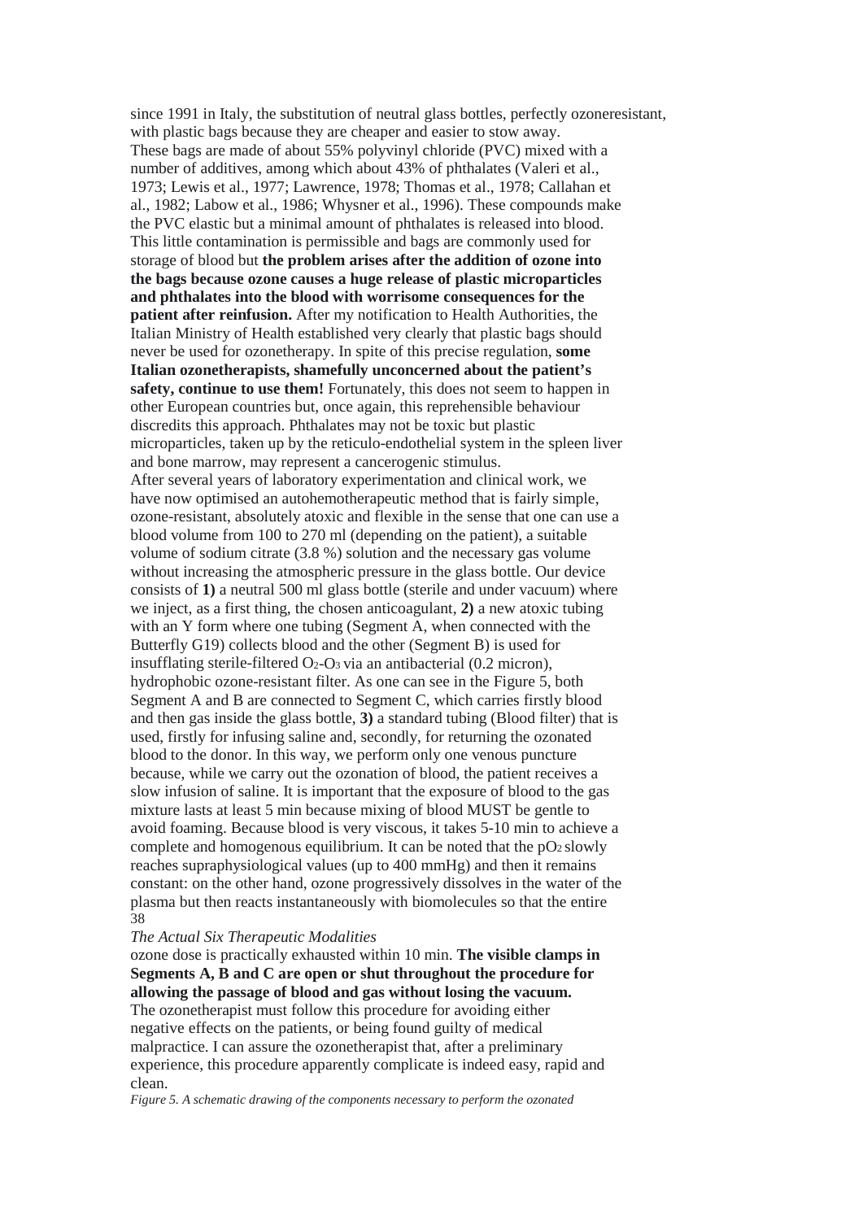since 1991 in Italy, the substitution of neutral glass bottles, perfectly ozoneresistant, with plastic bags because they are cheaper and easier to stow away. These bags are made of about 55% polyvinyl chloride (PVC) mixed with a number of additives, among which about 43% of phthalates (Valeri et al., 1973; Lewis et al., 1977; Lawrence, 1978; Thomas et al., 1978; Callahan et al., 1982; Labow et al., 1986; Whysner et al., 1996). These compounds make the PVC elastic but a minimal amount of phthalates is released into blood. This little contamination is permissible and bags are commonly used for storage of blood but **the problem arises after the addition of ozone into the bags because ozone causes a huge release of plastic microparticles and phthalates into the blood with worrisome consequences for the patient after reinfusion.** After my notification to Health Authorities, the Italian Ministry of Health established very clearly that plastic bags should never be used for ozonetherapy. In spite of this precise regulation, **some Italian ozonetherapists, shamefully unconcerned about the patient's safety, continue to use them!** Fortunately, this does not seem to happen in other European countries but, once again, this reprehensible behaviour discredits this approach. Phthalates may not be toxic but plastic microparticles, taken up by the reticulo-endothelial system in the spleen liver and bone marrow, may represent a cancerogenic stimulus.

After several years of laboratory experimentation and clinical work, we have now optimised an autohemotherapeutic method that is fairly simple, ozone-resistant, absolutely atoxic and flexible in the sense that one can use a blood volume from 100 to 270 ml (depending on the patient), a suitable volume of sodium citrate (3.8 %) solution and the necessary gas volume without increasing the atmospheric pressure in the glass bottle. Our device consists of **1)** a neutral 500 ml glass bottle (sterile and under vacuum) where we inject, as a first thing, the chosen anticoagulant, **2)** a new atoxic tubing with an Y form where one tubing (Segment A, when connected with the Butterfly G19) collects blood and the other (Segment B) is used for insufflating sterile-filtered $O_2$-$O_3$ via an antibacterial (0.2 micron), hydrophobic ozone-resistant filter. As one can see in the Figure 5, both Segment A and B are connected to Segment C, which carries firstly blood and then gas inside the glass bottle, **3)** a standard tubing (Blood filter) that is used, firstly for infusing saline and, secondly, for returning the ozonated blood to the donor. In this way, we perform only one venous puncture because, while we carry out the ozonation of blood, the patient receives a slow infusion of saline. It is important that the exposure of blood to the gas mixture lasts at least 5 min because mixing of blood MUST be gentle to avoid foaming. Because blood is very viscous, it takes 5-10 min to achieve a complete and homogenous equilibrium. It can be noted that the $pO_2$ slowly reaches supraphysiological values (up to 400 mmHg) and then it remains constant: on the other hand, ozone progressively dissolves in the water of the plasma but then reacts instantaneously with biomolecules so that the entire ozone dose is practically exhausted within 10 min. **The visible clamps in Segments A, B and C are open or shut throughout the procedure for allowing the passage of blood and gas without losing the vacuum.**

The ozonetherapist must follow this procedure for avoiding either negative effects on the patients, or being found guilty of medical malpractice. I can assure the ozonetherapist that, after a preliminary experience, this procedure apparently complicate is indeed easy, rapid and clean.

*Figure 5. A schematic drawing of the components necessary to perform the ozonated*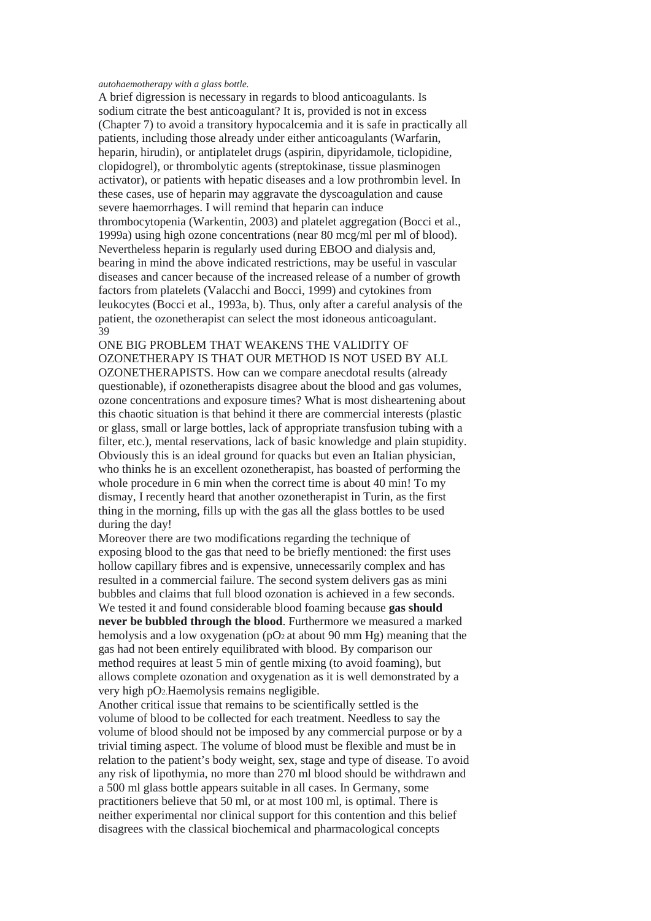*autohaemotherapy with a glass bottle.*

A brief digression is necessary in regards to blood anticoagulants. Is sodium citrate the best anticoagulant? It is, provided is not in excess (Chapter 7) to avoid a transitory hypocalcemia and it is safe in practically all patients, including those already under either anticoagulants (Warfarin, heparin, hirudin), or antiplatelet drugs (aspirin, dipyridamole, ticlopidine, clopidogrel), or thrombolytic agents (streptokinase, tissue plasminogen activator), or patients with hepatic diseases and a low prothrombin level. In these cases, use of heparin may aggravate the dyscoagulation and cause severe haemorrhages. I will remind that heparin can induce thrombocytopenia (Warkentin, 2003) and platelet aggregation (Bocci et al., 1999a) using high ozone concentrations (near 80 mcg/ml per ml of blood). Nevertheless heparin is regularly used during EBOO and dialysis and, bearing in mind the above indicated restrictions, may be useful in vascular diseases and cancer because of the increased release of a number of growth factors from platelets (Valacchi and Bocci, 1999) and cytokines from leukocytes (Bocci et al., 1993a, b). Thus, only after a careful analysis of the patient, the ozonetherapist can select the most idoneous anticoagulant.

ONE BIG PROBLEM THAT WEAKENS THE VALIDITY OF OZONETHERAPY IS THAT OUR METHOD IS NOT USED BY ALL OZONETHERAPISTS. How can we compare anecdotal results (already questionable), if ozonetherapists disagree about the blood and gas volumes, ozone concentrations and exposure times? What is most disheartening about this chaotic situation is that behind it there are commercial interests (plastic or glass, small or large bottles, lack of appropriate transfusion tubing with a filter, etc.), mental reservations, lack of basic knowledge and plain stupidity. Obviously this is an ideal ground for quacks but even an Italian physician, who thinks he is an excellent ozonetherapist, has boasted of performing the whole procedure in 6 min when the correct time is about 40 min! To my dismay, I recently heard that another ozonetherapist in Turin, as the first thing in the morning, fills up with the gas all the glass bottles to be used during the day!

Moreover there are two modifications regarding the technique of exposing blood to the gas that need to be briefly mentioned: the first uses hollow capillary fibres and is expensive, unnecessarily complex and has resulted in a commercial failure. The second system delivers gas as mini bubbles and claims that full blood ozonation is achieved in a few seconds. We tested it and found considerable blood foaming because **gas should never be bubbled through the blood**. Furthermore we measured a marked hemolysis and a low oxygenation ($pO_2$ at about 90 mm Hg) meaning that the gas had not been entirely equilibrated with blood. By comparison our method requires at least 5 min of gentle mixing (to avoid foaming), but allows complete ozonation and oxygenation as it is well demonstrated by a very high $pO_2$. Haemolysis remains negligible.

Another critical issue that remains to be scientifically settled is the volume of blood to be collected for each treatment. Needless to say the volume of blood should not be imposed by any commercial purpose or by a trivial timing aspect. The volume of blood must be flexible and must be in relation to the patient's body weight, sex, stage and type of disease. To avoid any risk of lipothymia, no more than 270 ml blood should be withdrawn and a 500 ml glass bottle appears suitable in all cases. In Germany, some practitioners believe that 50 ml, or at most 100 ml, is optimal. There is neither experimental nor clinical support for this contention and this belief disagrees with the classical biochemical and pharmacological concepts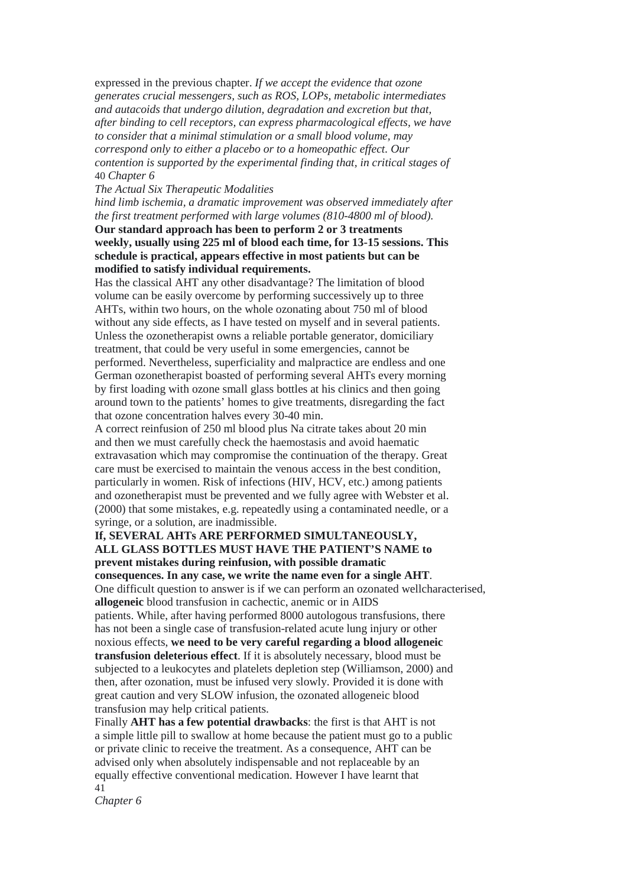expressed in the previous chapter. *If we accept the evidence that ozone generates crucial messengers, such as ROS, LOPs, metabolic intermediates and autacoids that undergo dilution, degradation and excretion but that, after binding to cell receptors, can express pharmacological effects, we have to consider that a minimal stimulation or a small blood volume, may correspond only to either a placebo or to a homeopathic effect. Our contention is supported by the experimental finding that, in critical stages of hind limb ischemia, a dramatic improvement was observed immediately after the first treatment performed with large volumes (810-4800 ml of blood).*

**Our standard approach has been to perform 2 or 3 treatments weekly, usually using 225 ml of blood each time, for 13-15 sessions. This schedule is practical, appears effective in most patients but can be modified to satisfy individual requirements.**

Has the classical AHT any other disadvantage? The limitation of blood volume can be easily overcome by performing successively up to three AHTs, within two hours, on the whole ozonating about 750 ml of blood without any side effects, as I have tested on myself and in several patients. Unless the ozonetherapist owns a reliable portable generator, domiciliary treatment, that could be very useful in some emergencies, cannot be performed. Nevertheless, superficiality and malpractice are endless and one German ozonetherapist boasted of performing several AHTs every morning by first loading with ozone small glass bottles at his clinics and then going around town to the patients' homes to give treatments, disregarding the fact that ozone concentration halves every 30-40 min.

A correct reinfusion of 250 ml blood plus Na citrate takes about 20 min and then we must carefully check the haemostasis and avoid haematic extravasation which may compromise the continuation of the therapy. Great care must be exercised to maintain the venous access in the best condition, particularly in women. Risk of infections (HIV, HCV, etc.) among patients and ozonetherapist must be prevented and we fully agree with Webster et al. (2000) that some mistakes, e.g. repeatedly using a contaminated needle, or a syringe, or a solution, are inadmissible.

**If, SEVERAL AHTs ARE PERFORMED SIMULTANEOUSLY, ALL GLASS BOTTLES MUST HAVE THE PATIENT'S NAME to prevent mistakes during reinfusion, with possible dramatic consequences. In any case, we write the name even for a single AHT**.

One difficult question to answer is if we can perform an ozonated wellcharacterised, **allogeneic** blood transfusion in cachectic, anemic or in AIDS patients. While, after having performed 8000 autologous transfusions, there has not been a single case of transfusion-related acute lung injury or other noxious effects, **we need to be very careful regarding a blood allogeneic transfusion deleterious effect**. If it is absolutely necessary, blood must be subjected to a leukocytes and platelets depletion step (Williamson, 2000) and then, after ozonation, must be infused very slowly. Provided it is done with great caution and very SLOW infusion, the ozonated allogeneic blood transfusion may help critical patients.

Finally **AHT has a few potential drawbacks**: the first is that AHT is not a simple little pill to swallow at home because the patient must go to a public or private clinic to receive the treatment. As a consequence, AHT can be advised only when absolutely indispensable and not replaceable by an equally effective conventional medication. However I have learnt that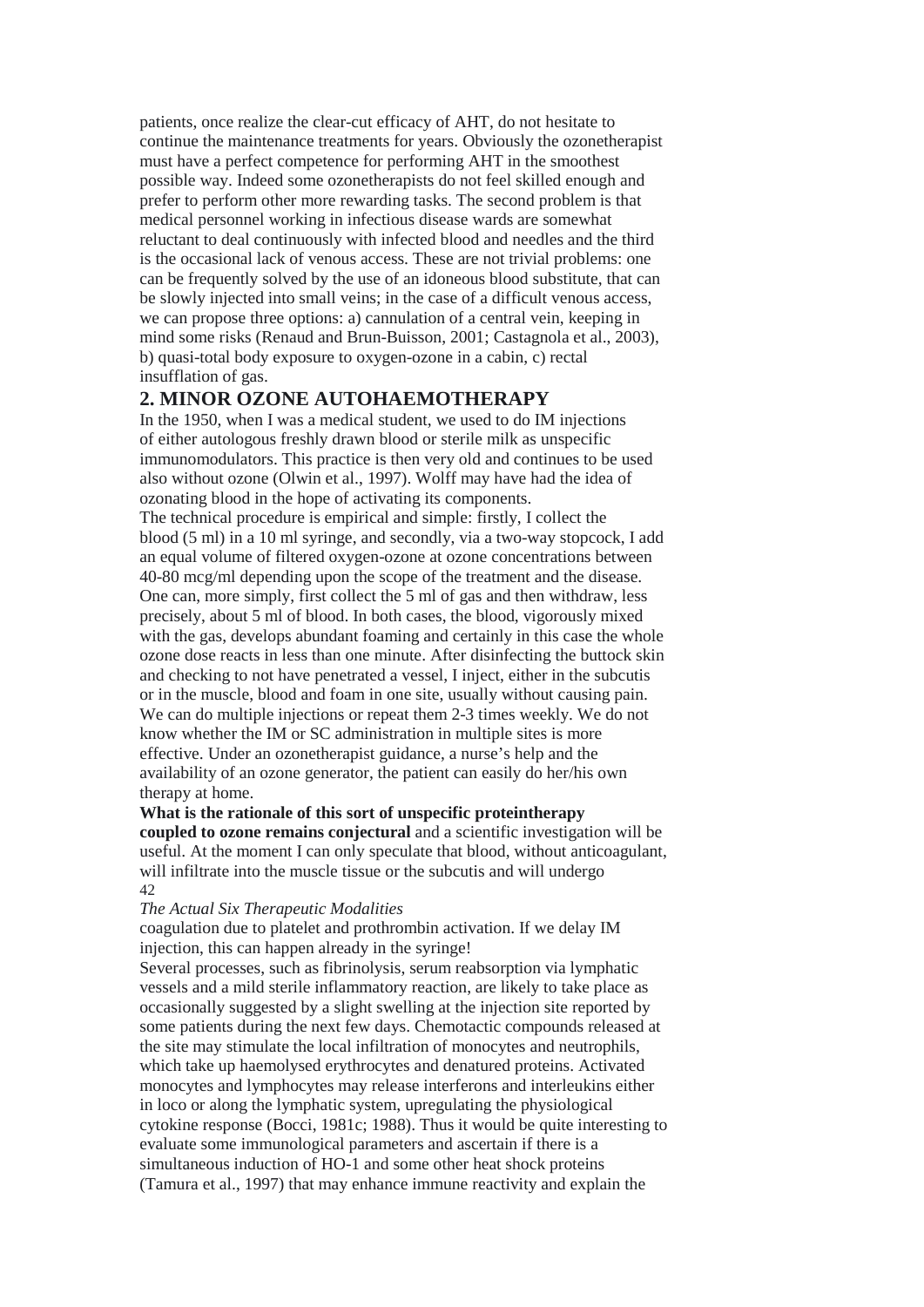patients, once realize the clear-cut efficacy of AHT, do not hesitate to continue the maintenance treatments for years. Obviously the ozonetherapist must have a perfect competence for performing AHT in the smoothest possible way. Indeed some ozonetherapists do not feel skilled enough and prefer to perform other more rewarding tasks. The second problem is that medical personnel working in infectious disease wards are somewhat reluctant to deal continuously with infected blood and needles and the third is the occasional lack of venous access. These are not trivial problems: one can be frequently solved by the use of an idoneous blood substitute, that can be slowly injected into small veins; in the case of a difficult venous access, we can propose three options: a) cannulation of a central vein, keeping in mind some risks (Renaud and Brun-Buisson, 2001; Castagnola et al., 2003), b) quasi-total body exposure to oxygen-ozone in a cabin, c) rectal insufflation of gas.

## 2. MINOR OZONE AUTOHAEMOTHERAPY

In the 1950, when I was a medical student, we used to do IM injections of either autologous freshly drawn blood or sterile milk as unspecific immunomodulators. This practice is then very old and continues to be used also without ozone (Olwin et al., 1997). Wolff may have had the idea of ozonating blood in the hope of activating its components.

The technical procedure is empirical and simple: firstly, I collect the blood (5 ml) in a 10 ml syringe, and secondly, via a two-way stopcock, I add an equal volume of filtered oxygen-ozone at ozone concentrations between 40-80 mcg/ml depending upon the scope of the treatment and the disease. One can, more simply, first collect the 5 ml of gas and then withdraw, less precisely, about 5 ml of blood. In both cases, the blood, vigorously mixed with the gas, develops abundant foaming and certainly in this case the whole ozone dose reacts in less than one minute. After disinfecting the buttock skin and checking to not have penetrated a vessel, I inject, either in the subcutis or in the muscle, blood and foam in one site, usually without causing pain. We can do multiple injections or repeat them 2-3 times weekly. We do not know whether the IM or SC administration in multiple sites is more effective. Under an ozonetherapist guidance, a nurse's help and the availability of an ozone generator, the patient can easily do her/his own therapy at home.

**What is the rationale of this sort of unspecific proteintherapy coupled to ozone remains conjectural** and a scientific investigation will be useful. At the moment I can only speculate that blood, without anticoagulant, will infiltrate into the muscle tissue or the subcutis and will undergo coagulation due to platelet and prothrombin activation. If we delay IM injection, this can happen already in the syringe!

Several processes, such as fibrinolysis, serum reabsorption via lymphatic vessels and a mild sterile inflammatory reaction, are likely to take place as occasionally suggested by a slight swelling at the injection site reported by some patients during the next few days. Chemotactic compounds released at the site may stimulate the local infiltration of monocytes and neutrophils, which take up haemolysed erythrocytes and denatured proteins. Activated monocytes and lymphocytes may release interferons and interleukins either in loco or along the lymphatic system, upregulating the physiological cytokine response (Bocci, 1981c; 1988). Thus it would be quite interesting to evaluate some immunological parameters and ascertain if there is a simultaneous induction of HO-1 and some other heat shock proteins (Tamura et al., 1997) that may enhance immune reactivity and explain the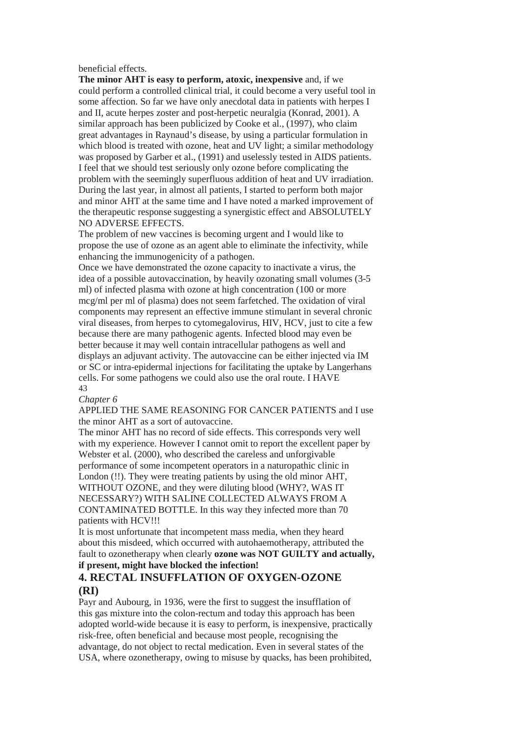beneficial effects.

**The minor AHT is easy to perform, atoxic, inexpensive** and, if we could perform a controlled clinical trial, it could become a very useful tool in some affection. So far we have only anecdotal data in patients with herpes I and II, acute herpes zoster and post-herpetic neuralgia (Konrad, 2001). A similar approach has been publicized by Cooke et al., (1997), who claim great advantages in Raynaud's disease, by using a particular formulation in which blood is treated with ozone, heat and UV light; a similar methodology was proposed by Garber et al., (1991) and uselessly tested in AIDS patients. I feel that we should test seriously only ozone before complicating the problem with the seemingly superfluous addition of heat and UV irradiation. During the last year, in almost all patients, I started to perform both major and minor AHT at the same time and I have noted a marked improvement of the therapeutic response suggesting a synergistic effect and ABSOLUTELY NO ADVERSE EFFECTS.

The problem of new vaccines is becoming urgent and I would like to propose the use of ozone as an agent able to eliminate the infectivity, while enhancing the immunogenicity of a pathogen.

Once we have demonstrated the ozone capacity to inactivate a virus, the idea of a possible autovaccination, by heavily ozonating small volumes (3-5 ml) of infected plasma with ozone at high concentration (100 or more mcg/ml per ml of plasma) does not seem farfetched. The oxidation of viral components may represent an effective immune stimulant in several chronic viral diseases, from herpes to cytomegalovirus, HIV, HCV, just to cite a few because there are many pathogenic agents. Infected blood may even be better because it may well contain intracellular pathogens as well and displays an adjuvant activity. The autovaccine can be either injected via IM or SC or intra-epidermal injections for facilitating the uptake by Langerhans cells. For some pathogens we could also use the oral route. I HAVE APPLIED THE SAME REASONING FOR CANCER PATIENTS and I use the minor AHT as a sort of autovaccine.

The minor AHT has no record of side effects. This corresponds very well with my experience. However I cannot omit to report the excellent paper by Webster et al. (2000), who described the careless and unforgivable performance of some incompetent operators in a naturopathic clinic in London (!!). They were treating patients by using the old minor AHT, WITHOUT OZONE, and they were diluting blood (WHY?, WAS IT NECESSARY?) WITH SALINE COLLECTED ALWAYS FROM A CONTAMINATED BOTTLE. In this way they infected more than 70 patients with HCV!!!

It is most unfortunate that incompetent mass media, when they heard about this misdeed, which occurred with autohaemotherapy, attributed the fault to ozonetherapy when clearly **ozone was NOT GUILTY and actually, if present, might have blocked the infection!**

## 4. RECTAL INSUFFLATION OF OXYGEN-OZONE (RI)

Payr and Aubourg, in 1936, were the first to suggest the insufflation of this gas mixture into the colon-rectum and today this approach has been adopted world-wide because it is easy to perform, is inexpensive, practically risk-free, often beneficial and because most people, recognising the advantage, do not object to rectal medication. Even in several states of the USA, where ozonetherapy, owing to misuse by quacks, has been prohibited,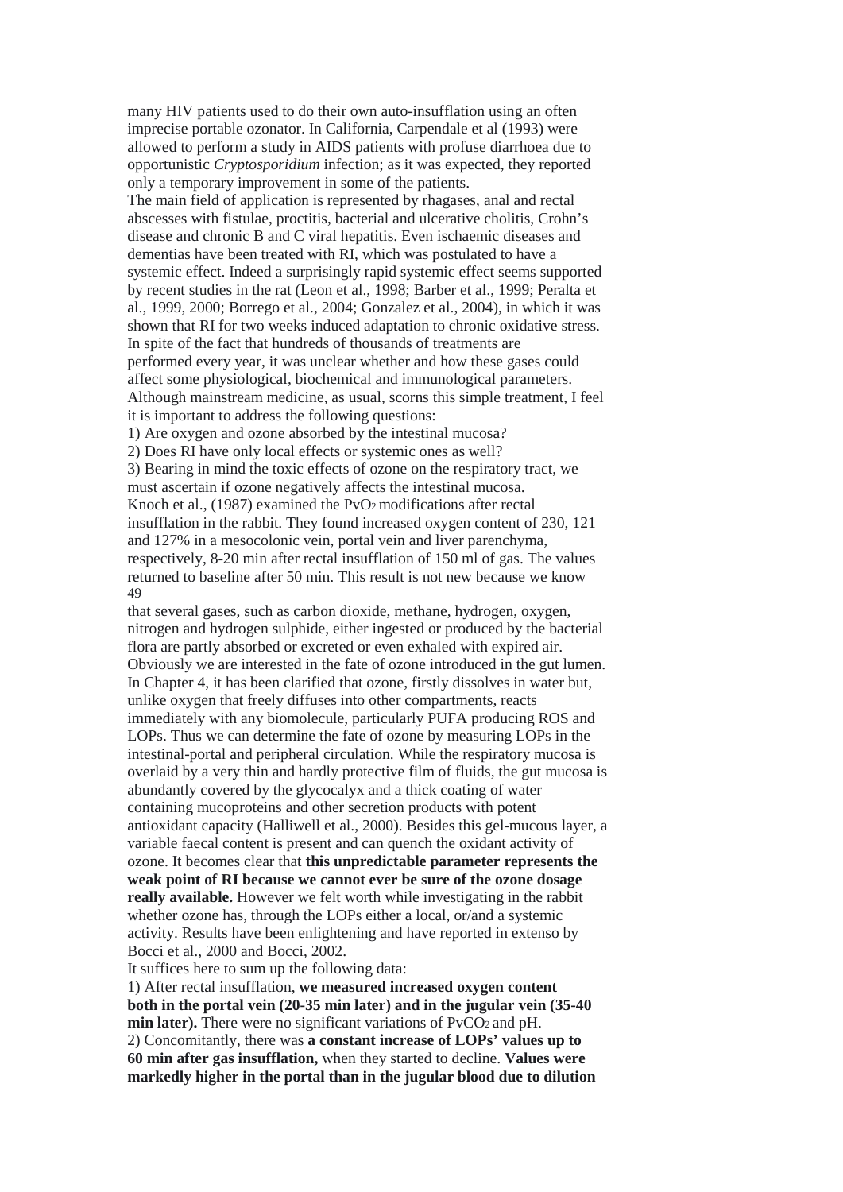many HIV patients used to do their own auto-insufflation using an often imprecise portable ozonator. In California, Carpendale et al (1993) were allowed to perform a study in AIDS patients with profuse diarrhoea due to opportunistic *Cryptosporidium* infection; as it was expected, they reported only a temporary improvement in some of the patients.

The main field of application is represented by rhagases, anal and rectal abscesses with fistulae, proctitis, bacterial and ulcerative cholitis, Crohn's disease and chronic B and C viral hepatitis. Even ischaemic diseases and dementias have been treated with RI, which was postulated to have a systemic effect. Indeed a surprisingly rapid systemic effect seems supported by recent studies in the rat (Leon et al., 1998; Barber et al., 1999; Peralta et al., 1999, 2000; Borrego et al., 2004; Gonzalez et al., 2004), in which it was shown that RI for two weeks induced adaptation to chronic oxidative stress.

In spite of the fact that hundreds of thousands of treatments are performed every year, it was unclear whether and how these gases could affect some physiological, biochemical and immunological parameters. Although mainstream medicine, as usual, scorns this simple treatment, I feel it is important to address the following questions:

1) Are oxygen and ozone absorbed by the intestinal mucosa?

2) Does RI have only local effects or systemic ones as well?

3) Bearing in mind the toxic effects of ozone on the respiratory tract, we must ascertain if ozone negatively affects the intestinal mucosa.

Knoch et al., (1987) examined the $PvO_2$ modifications after rectal insufflation in the rabbit. They found increased oxygen content of 230, 121 and 127% in a mesocolonic vein, portal vein and liver parenchyma, respectively, 8-20 min after rectal insufflation of 150 ml of gas. The values returned to baseline after 50 min. This result is not new because we know that several gases, such as carbon dioxide, methane, hydrogen, oxygen, nitrogen and hydrogen sulphide, either ingested or produced by the bacterial flora are partly absorbed or excreted or even exhaled with expired air. Obviously we are interested in the fate of ozone introduced in the gut lumen. In Chapter 4, it has been clarified that ozone, firstly dissolves in water but, unlike oxygen that freely diffuses into other compartments, reacts immediately with any biomolecule, particularly PUFA producing ROS and LOPs. Thus we can determine the fate of ozone by measuring LOPs in the intestinal-portal and peripheral circulation. While the respiratory mucosa is overlaid by a very thin and hardly protective film of fluids, the gut mucosa is abundantly covered by the glycocalyx and a thick coating of water containing mucoproteins and other secretion products with potent antioxidant capacity (Halliwell et al., 2000). Besides this gel-mucous layer, a variable faecal content is present and can quench the oxidant activity of ozone. It becomes clear that **this unpredictable parameter represents the weak point of RI because we cannot ever be sure of the ozone dosage really available.** However we felt worth while investigating in the rabbit whether ozone has, through the LOPs either a local, or/and a systemic activity. Results have been enlightening and have reported in extenso by Bocci et al., 2000 and Bocci, 2002.

It suffices here to sum up the following data:

1) After rectal insufflation, **we measured increased oxygen content both in the portal vein (20-35 min later) and in the jugular vein (35-40 min later).** There were no significant variations of $PvCO_2$ and pH.

2) Concomitantly, there was **a constant increase of LOPs' values up to 60 min after gas insufflation,** when they started to decline. **Values were markedly higher in the portal than in the jugular blood due to dilution**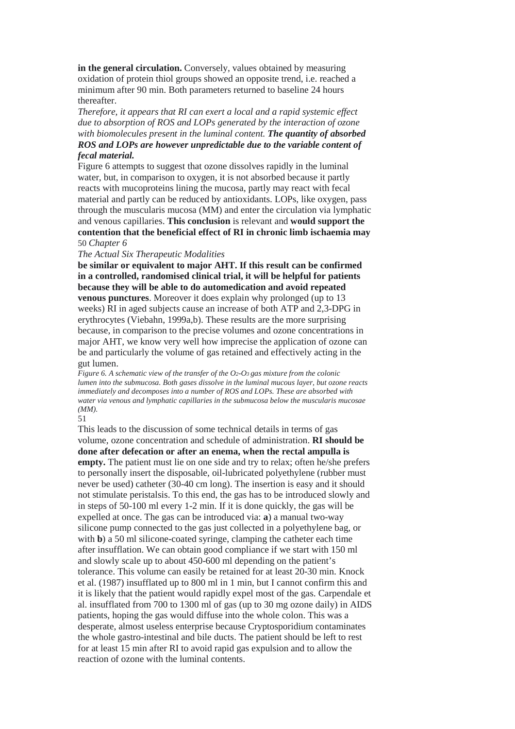**in the general circulation.** Conversely, values obtained by measuring oxidation of protein thiol groups showed an opposite trend, i.e. reached a minimum after 90 min. Both parameters returned to baseline 24 hours thereafter.

*Therefore, it appears that RI can exert a local and a rapid systemic effect due to absorption of ROS and LOPs generated by the interaction of ozone with biomolecules present in the luminal content.* ***The quantity of absorbed ROS and LOPs are however unpredictable due to the variable content of fecal material.***

Figure 6 attempts to suggest that ozone dissolves rapidly in the luminal water, but, in comparison to oxygen, it is not absorbed because it partly reacts with mucoproteins lining the mucosa, partly may react with fecal material and partly can be reduced by antioxidants. LOPs, like oxygen, pass through the muscularis mucosa (MM) and enter the circulation via lymphatic and venous capillaries. **This conclusion** is relevant and **would support the contention that the beneficial effect of RI in chronic limb ischaemia may be similar or equivalent to major AHT. If this result can be confirmed in a controlled, randomised clinical trial, it will be helpful for patients because they will be able to do automedication and avoid repeated venous punctures**. Moreover it does explain why prolonged (up to 13 weeks) RI in aged subjects cause an increase of both ATP and 2,3-DPG in erythrocytes (Viebahn, 1999a,b). These results are the more surprising because, in comparison to the precise volumes and ozone concentrations in major AHT, we know very well how imprecise the application of ozone can be and particularly the volume of gas retained and effectively acting in the gut lumen.

*Figure 6. A schematic view of the transfer of the $O_2$-$O_3$ gas mixture from the colonic lumen into the submucosa. Both gases dissolve in the luminal mucous layer, but ozone reacts immediately and decomposes into a number of ROS and LOPs. These are absorbed with water via venous and lymphatic capillaries in the submucosa below the muscularis mucosae (MM).*

This leads to the discussion of some technical details in terms of gas volume, ozone concentration and schedule of administration. **RI should be done after defecation or after an enema, when the rectal ampulla is empty.** The patient must lie on one side and try to relax; often he/she prefers to personally insert the disposable, oil-lubricated polyethylene (rubber must never be used) catheter (30-40 cm long). The insertion is easy and it should not stimulate peristalsis. To this end, the gas has to be introduced slowly and in steps of 50-100 ml every 1-2 min. If it is done quickly, the gas will be expelled at once. The gas can be introduced via: **a**) a manual two-way silicone pump connected to the gas just collected in a polyethylene bag, or with **b**) a 50 ml silicone-coated syringe, clamping the catheter each time after insufflation. We can obtain good compliance if we start with 150 ml and slowly scale up to about 450-600 ml depending on the patient's tolerance. This volume can easily be retained for at least 20-30 min. Knock et al. (1987) insufflated up to 800 ml in 1 min, but I cannot confirm this and it is likely that the patient would rapidly expel most of the gas. Carpendale et al. insufflated from 700 to 1300 ml of gas (up to 30 mg ozone daily) in AIDS patients, hoping the gas would diffuse into the whole colon. This was a desperate, almost useless enterprise because Cryptosporidium contaminates the whole gastro-intestinal and bile ducts. The patient should be left to rest for at least 15 min after RI to avoid rapid gas expulsion and to allow the reaction of ozone with the luminal contents.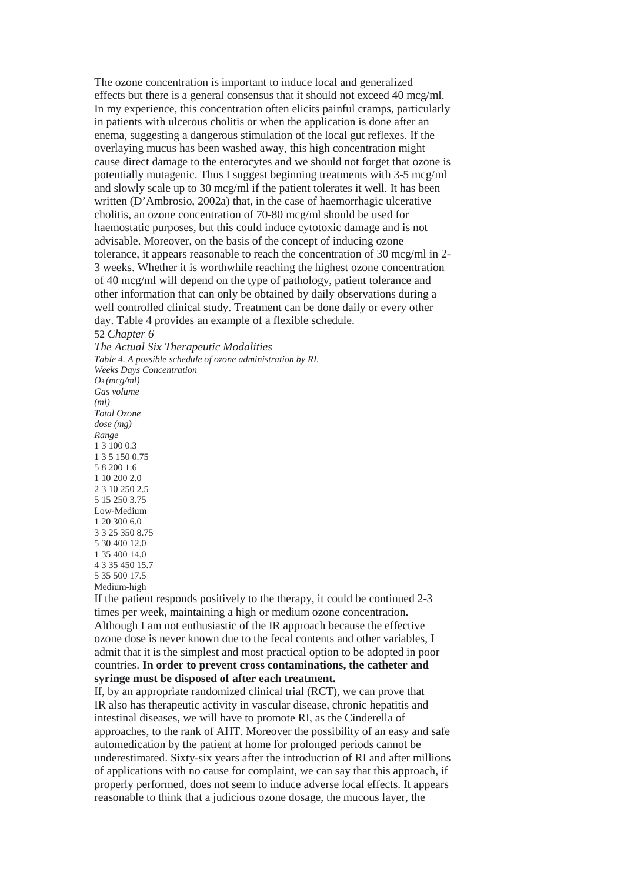The ozone concentration is important to induce local and generalized effects but there is a general consensus that it should not exceed 40 mcg/ml. In my experience, this concentration often elicits painful cramps, particularly in patients with ulcerous cholitis or when the application is done after an enema, suggesting a dangerous stimulation of the local gut reflexes. If the overlaying mucus has been washed away, this high concentration might cause direct damage to the enterocytes and we should not forget that ozone is potentially mutagenic. Thus I suggest beginning treatments with 3-5 mcg/ml and slowly scale up to 30 mcg/ml if the patient tolerates it well. It has been written (D'Ambrosio, 2002a) that, in the case of haemorrhagic ulcerative cholitis, an ozone concentration of 70-80 mcg/ml should be used for haemostatic purposes, but this could induce cytotoxic damage and is not advisable. Moreover, on the basis of the concept of inducing ozone tolerance, it appears reasonable to reach the concentration of 30 mcg/ml in 2-3 weeks. Whether it is worthwhile reaching the highest ozone concentration of 40 mcg/ml will depend on the type of pathology, patient tolerance and other information that can only be obtained by daily observations during a well controlled clinical study. Treatment can be done daily or every other day. Table 4 provides an example of a flexible schedule.

*Table 4. A possible schedule of ozone administration by RI.*

| Weeks | Days | Concentration $O_3$ (mcg/ml) | Gas volume (ml) | Total Ozone dose (mg) | Range |
|---|---|---|---|---|---|
| | 1 | 3 | 100 | 0.3 | |
| 1 | 3 | 5 | 150 | 0.75 | |
| | 5 | 8 | 200 | 1.6 | |
| | 1 | 10 | 200 | 2.0 | |
| 2 | 3 | 10 | 250 | 2.5 | |
| | 5 | 15 | 250 | 3.75 | Low-Medium |
| | 1 | 20 | 300 | 6.0 | |
| 3 | 3 | 25 | 350 | 8.75 | |
| | 5 | 30 | 400 | 12.0 | |
| | 1 | 35 | 400 | 14.0 | |
| 4 | 3 | 35 | 450 | 15.7 | |
| | 5 | 35 | 500 | 17.5 | Medium-high |

If the patient responds positively to the therapy, it could be continued 2-3 times per week, maintaining a high or medium ozone concentration. Although I am not enthusiastic of the IR approach because the effective ozone dose is never known due to the fecal contents and other variables, I admit that it is the simplest and most practical option to be adopted in poor countries. **In order to prevent cross contaminations, the catheter and syringe must be disposed of after each treatment.**

If, by an appropriate randomized clinical trial (RCT), we can prove that IR also has therapeutic activity in vascular disease, chronic hepatitis and intestinal diseases, we will have to promote RI, as the Cinderella of approaches, to the rank of AHT. Moreover the possibility of an easy and safe automedication by the patient at home for prolonged periods cannot be underestimated. Sixty-six years after the introduction of RI and after millions of applications with no cause for complaint, we can say that this approach, if properly performed, does not seem to induce adverse local effects. It appears reasonable to think that a judicious ozone dosage, the mucous layer, the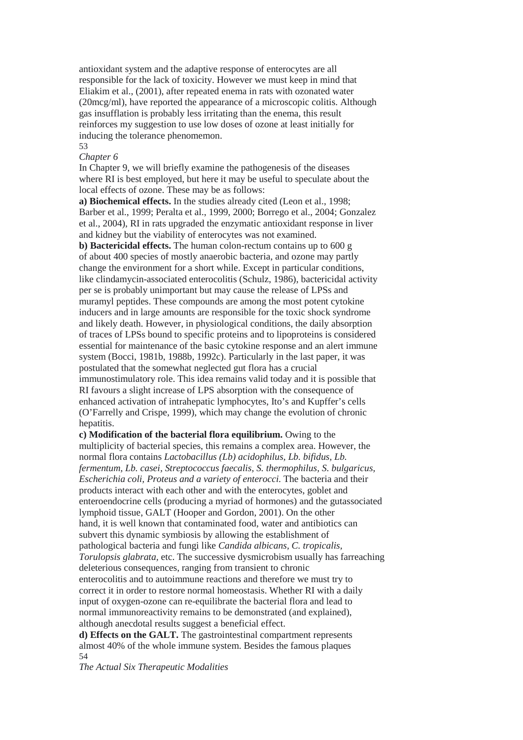antioxidant system and the adaptive response of enterocytes are all responsible for the lack of toxicity. However we must keep in mind that Eliakim et al., (2001), after repeated enema in rats with ozonated water (20mcg/ml), have reported the appearance of a microscopic colitis. Although gas insufflation is probably less irritating than the enema, this result reinforces my suggestion to use low doses of ozone at least initially for inducing the tolerance phenomemon.

In Chapter 9, we will briefly examine the pathogenesis of the diseases where RI is best employed, but here it may be useful to speculate about the local effects of ozone. These may be as follows:

**a) Biochemical effects.** In the studies already cited (Leon et al., 1998; Barber et al., 1999; Peralta et al., 1999, 2000; Borrego et al., 2004; Gonzalez et al., 2004), RI in rats upgraded the enzymatic antioxidant response in liver and kidney but the viability of enterocytes was not examined.

**b) Bactericidal effects.** The human colon-rectum contains up to 600 g of about 400 species of mostly anaerobic bacteria, and ozone may partly change the environment for a short while. Except in particular conditions, like clindamycin-associated enterocolitis (Schulz, 1986), bactericidal activity per se is probably unimportant but may cause the release of LPSs and muramyl peptides. These compounds are among the most potent cytokine inducers and in large amounts are responsible for the toxic shock syndrome and likely death. However, in physiological conditions, the daily absorption of traces of LPSs bound to specific proteins and to lipoproteins is considered essential for maintenance of the basic cytokine response and an alert immune system (Bocci, 1981b, 1988b, 1992c). Particularly in the last paper, it was postulated that the somewhat neglected gut flora has a crucial immunostimulatory role. This idea remains valid today and it is possible that RI favours a slight increase of LPS absorption with the consequence of enhanced activation of intrahepatic lymphocytes, Ito's and Kupffer's cells (O'Farrelly and Crispe, 1999), which may change the evolution of chronic hepatitis.

**c) Modification of the bacterial flora equilibrium.** Owing to the multiplicity of bacterial species, this remains a complex area. However, the normal flora contains *Lactobacillus (Lb) acidophilus, Lb. bifidus, Lb. fermentum, Lb. casei, Streptococcus faecalis, S. thermophilus, S. bulgaricus, Escherichia coli, Proteus and a variety of enterocci.* The bacteria and their products interact with each other and with the enterocytes, goblet and enteroendocrine cells (producing a myriad of hormones) and the gutassociated lymphoid tissue, GALT (Hooper and Gordon, 2001). On the other hand, it is well known that contaminated food, water and antibiotics can subvert this dynamic symbiosis by allowing the establishment of pathological bacteria and fungi like *Candida albicans, C. tropicalis, Torulopsis glabrata*, etc. The successive dysmicrobism usually has farreaching deleterious consequences, ranging from transient to chronic enterocolitis and to autoimmune reactions and therefore we must try to correct it in order to restore normal homeostasis. Whether RI with a daily input of oxygen-ozone can re-equilibrate the bacterial flora and lead to normal immunoreactivity remains to be demonstrated (and explained), although anecdotal results suggest a beneficial effect.

**d) Effects on the GALT.** The gastrointestinal compartment represents almost 40% of the whole immune system. Besides the famous plaques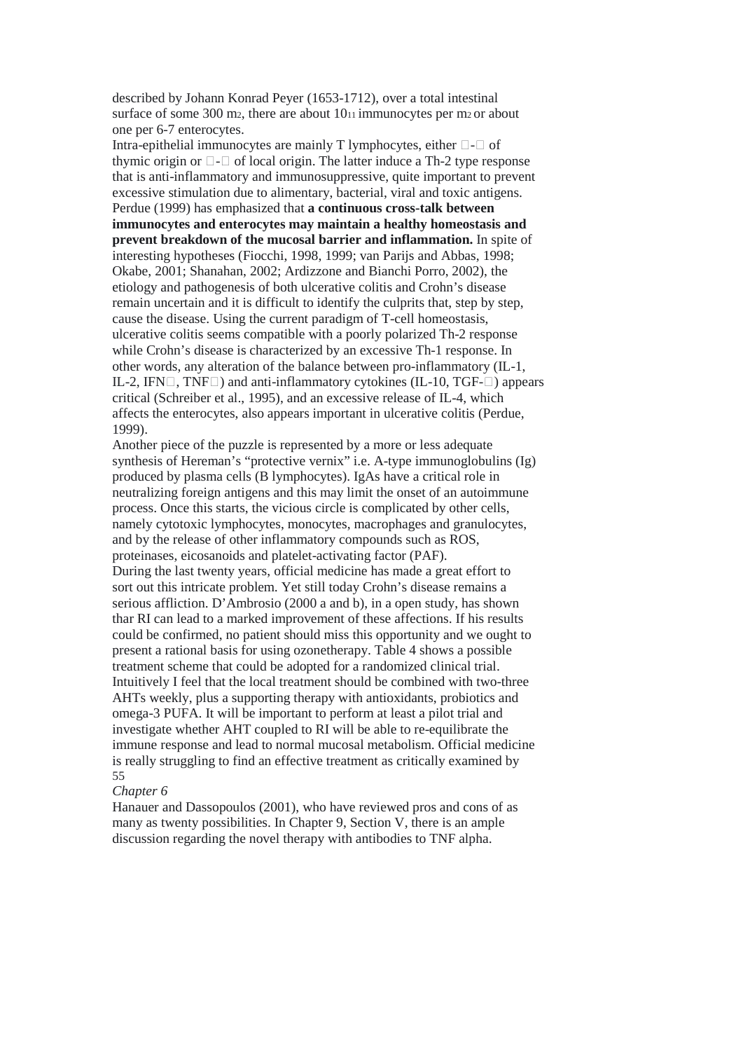described by Johann Konrad Peyer (1653-1712), over a total intestinal surface of some 300 $m^2$, there are about $10^{11}$ immunocytes per $m^2$ or about one per 6-7 enterocytes.

Intra-epithelial immunocytes are mainly T lymphocytes, either α-β of thymic origin or γ-δ of local origin. The latter induce a Th-2 type response that is anti-inflammatory and immunosuppressive, quite important to prevent excessive stimulation due to alimentary, bacterial, viral and toxic antigens. Perdue (1999) has emphasized that **a continuous cross-talk between immunocytes and enterocytes may maintain a healthy homeostasis and prevent breakdown of the mucosal barrier and inflammation.** In spite of interesting hypotheses (Fiocchi, 1998, 1999; van Parijs and Abbas, 1998; Okabe, 2001; Shanahan, 2002; Ardizzone and Bianchi Porro, 2002), the etiology and pathogenesis of both ulcerative colitis and Crohn's disease remain uncertain and it is difficult to identify the culprits that, step by step, cause the disease. Using the current paradigm of T-cell homeostasis, ulcerative colitis seems compatible with a poorly polarized Th-2 response while Crohn's disease is characterized by an excessive Th-1 response. In other words, any alteration of the balance between pro-inflammatory (IL-1, IL-2, IFNγ, TNFα) and anti-inflammatory cytokines (IL-10, TGF-β) appears critical (Schreiber et al., 1995), and an excessive release of IL-4, which affects the enterocytes, also appears important in ulcerative colitis (Perdue, 1999).

Another piece of the puzzle is represented by a more or less adequate synthesis of Hereman's "protective vernix" i.e. A-type immunoglobulins (Ig) produced by plasma cells (B lymphocytes). IgAs have a critical role in neutralizing foreign antigens and this may limit the onset of an autoimmune process. Once this starts, the vicious circle is complicated by other cells, namely cytotoxic lymphocytes, monocytes, macrophages and granulocytes, and by the release of other inflammatory compounds such as ROS, proteinases, eicosanoids and platelet-activating factor (PAF).

During the last twenty years, official medicine has made a great effort to sort out this intricate problem. Yet still today Crohn's disease remains a serious affliction. D'Ambrosio (2000 a and b), in a open study, has shown thar RI can lead to a marked improvement of these affections. If his results could be confirmed, no patient should miss this opportunity and we ought to present a rational basis for using ozonetherapy. Table 4 shows a possible treatment scheme that could be adopted for a randomized clinical trial. Intuitively I feel that the local treatment should be combined with two-three AHTs weekly, plus a supporting therapy with antioxidants, probiotics and omega-3 PUFA. It will be important to perform at least a pilot trial and investigate whether AHT coupled to RI will be able to re-equilibrate the immune response and lead to normal mucosal metabolism. Official medicine is really struggling to find an effective treatment as critically examined by Hanauer and Dassopoulos (2001), who have reviewed pros and cons of as many as twenty possibilities. In Chapter 9, Section V, there is an ample discussion regarding the novel therapy with antibodies to TNF alpha.